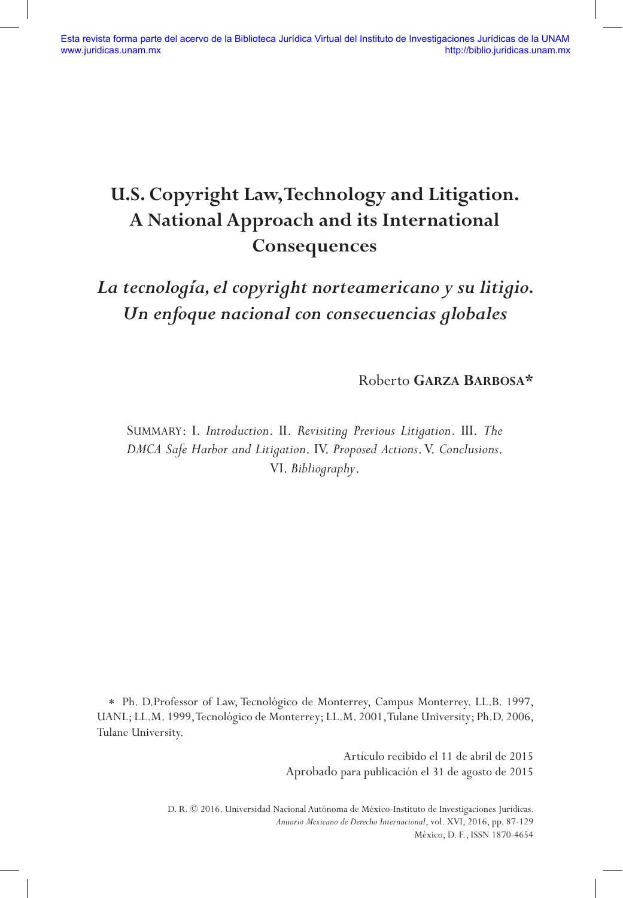Esta revista forma parte del acervo de la Biblioteca Jurídica Virtual del Instituto de Investigaciones Jurídicas de la UNAM
www.juridicas.unam.mx http://biblio.juridicas.unam.mx

# U.S. Copyright Law, Technology and Litigation. A National Approach and its International Consequences

## *La tecnología, el copyright norteamericano y su litigio. Un enfoque nacional con consecuencias globales*

Roberto **Garza Barbosa***

Summary: I. *Introduction*. II. *Revisiting Previous Litigation*. III. *The DMCA Safe Harbor and Litigation*. IV. *Proposed Actions*. V. *Conclusions*. VI. *Bibliography*.

\* Ph. D.Professor of Law, Tecnológico de Monterrey, Campus Monterrey. LL.B. 1997, UANL; LL.M. 1999, Tecnológico de Monterrey; LL.M. 2001, Tulane University; Ph.D. 2006, Tulane University.

Artículo recibido el 11 de abril de 2015
Aprobado para publicación el 31 de agosto de 2015

D. R. © 2016. Universidad Nacional Autónoma de México-Instituto de Investigaciones Jurídicas.
*Anuario Mexicano de Derecho Internacional*, vol. XVI, 2016, pp. 87-129
México, D. F., ISSN 1870-4654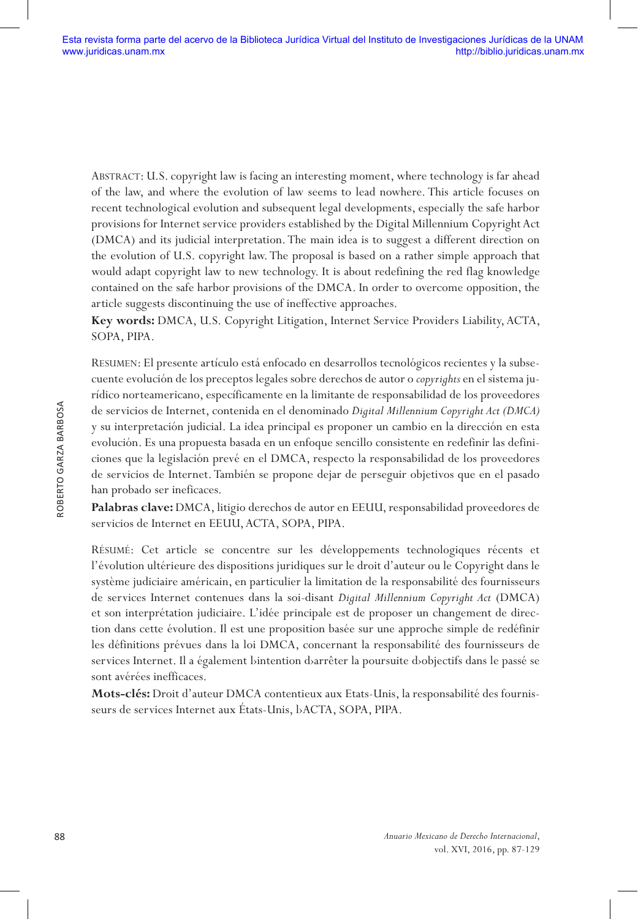Abstract: U.S. copyright law is facing an interesting moment, where technology is far ahead of the law, and where the evolution of law seems to lead nowhere. This article focuses on recent technological evolution and subsequent legal developments, especially the safe harbor provisions for Internet service providers established by the Digital Millennium Copyright Act (DMCA) and its judicial interpretation. The main idea is to suggest a different direction on the evolution of U.S. copyright law. The proposal is based on a rather simple approach that would adapt copyright law to new technology. It is about redefining the red flag knowledge contained on the safe harbor provisions of the DMCA. In order to overcome opposition, the article suggests discontinuing the use of ineffective approaches.

**Key words:** DMCA, U.S. Copyright Litigation, Internet Service Providers Liability, ACTA, SOPA, PIPA.

Resumen: El presente artículo está enfocado en desarrollos tecnológicos recientes y la subsecuente evolución de los preceptos legales sobre derechos de autor o *copyrights* en el sistema jurídico norteamericano, específicamente en la limitante de responsabilidad de los proveedores de servicios de Internet, contenida en el denominado *Digital Millennium Copyright Act (DMCA)* y su interpretación judicial. La idea principal es proponer un cambio en la dirección en esta evolución. Es una propuesta basada en un enfoque sencillo consistente en redefinir las definiciones que la legislación prevé en el DMCA, respecto la responsabilidad de los proveedores de servicios de Internet. También se propone dejar de perseguir objetivos que en el pasado han probado ser ineficaces.

**Palabras clave:** DMCA, litigio derechos de autor en EEUU, responsabilidad proveedores de servicios de Internet en EEUU, ACTA, SOPA, PIPA.

Résumé: Cet article se concentre sur les développements technologiques récents et l'évolution ultérieure des dispositions juridiques sur le droit d'auteur ou le Copyright dans le système judiciaire américain, en particulier la limitation de la responsabilité des fournisseurs de services Internet contenues dans la soi-disant *Digital Millennium Copyright Act* (DMCA) et son interprétation judiciaire. L'idée principale est de proposer un changement de direction dans cette évolution. Il est une proposition basée sur une approche simple de redéfinir les définitions prévues dans la loi DMCA, concernant la responsabilité des fournisseurs de services Internet. Il a également l›intention d›arrêter la poursuite d›objectifs dans le passé se sont avérées inefficaces.

**Mots-clés:** Droit d'auteur DMCA contentieux aux Etats-Unis, la responsabilité des fournisseurs de services Internet aux États-Unis, l›ACTA, SOPA, PIPA.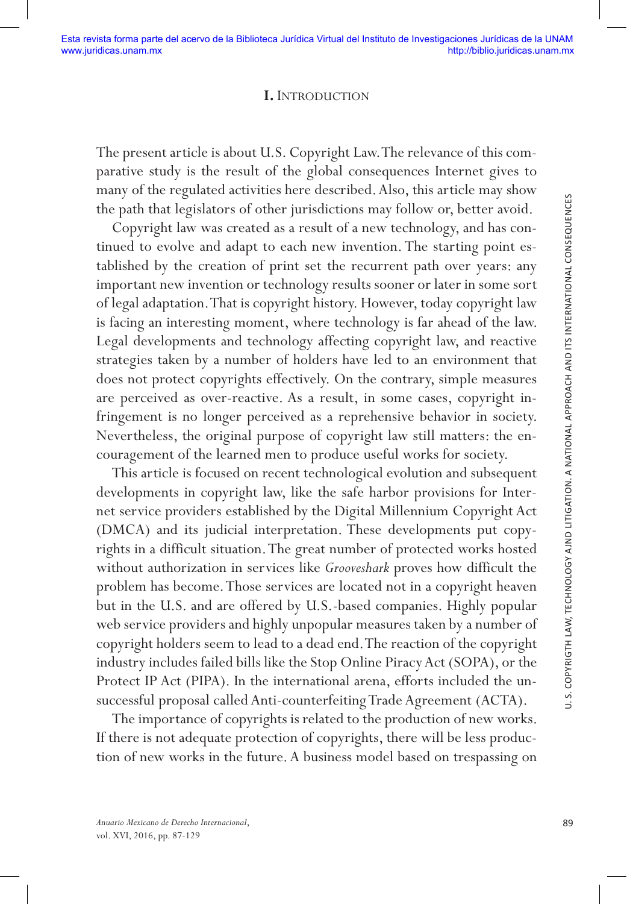# I. Introduction

The present article is about U.S. Copyright Law. The relevance of this comparative study is the result of the global consequences Internet gives to many of the regulated activities here described. Also, this article may show the path that legislators of other jurisdictions may follow or, better avoid.

Copyright law was created as a result of a new technology, and has continued to evolve and adapt to each new invention. The starting point established by the creation of print set the recurrent path over years: any important new invention or technology results sooner or later in some sort of legal adaptation. That is copyright history. However, today copyright law is facing an interesting moment, where technology is far ahead of the law. Legal developments and technology affecting copyright law, and reactive strategies taken by a number of holders have led to an environment that does not protect copyrights effectively. On the contrary, simple measures are perceived as over-reactive. As a result, in some cases, copyright infringement is no longer perceived as a reprehensive behavior in society. Nevertheless, the original purpose of copyright law still matters: the encouragement of the learned men to produce useful works for society.

This article is focused on recent technological evolution and subsequent developments in copyright law, like the safe harbor provisions for Internet service providers established by the Digital Millennium Copyright Act (DMCA) and its judicial interpretation. These developments put copyrights in a difficult situation. The great number of protected works hosted without authorization in services like *Grooveshark* proves how difficult the problem has become. Those services are located not in a copyright heaven but in the U.S. and are offered by U.S.-based companies. Highly popular web service providers and highly unpopular measures taken by a number of copyright holders seem to lead to a dead end. The reaction of the copyright industry includes failed bills like the Stop Online Piracy Act (SOPA), or the Protect IP Act (PIPA). In the international arena, efforts included the unsuccessful proposal called Anti-counterfeiting Trade Agreement (ACTA).

The importance of copyrights is related to the production of new works. If there is not adequate protection of copyrights, there will be less production of new works in the future. A business model based on trespassing on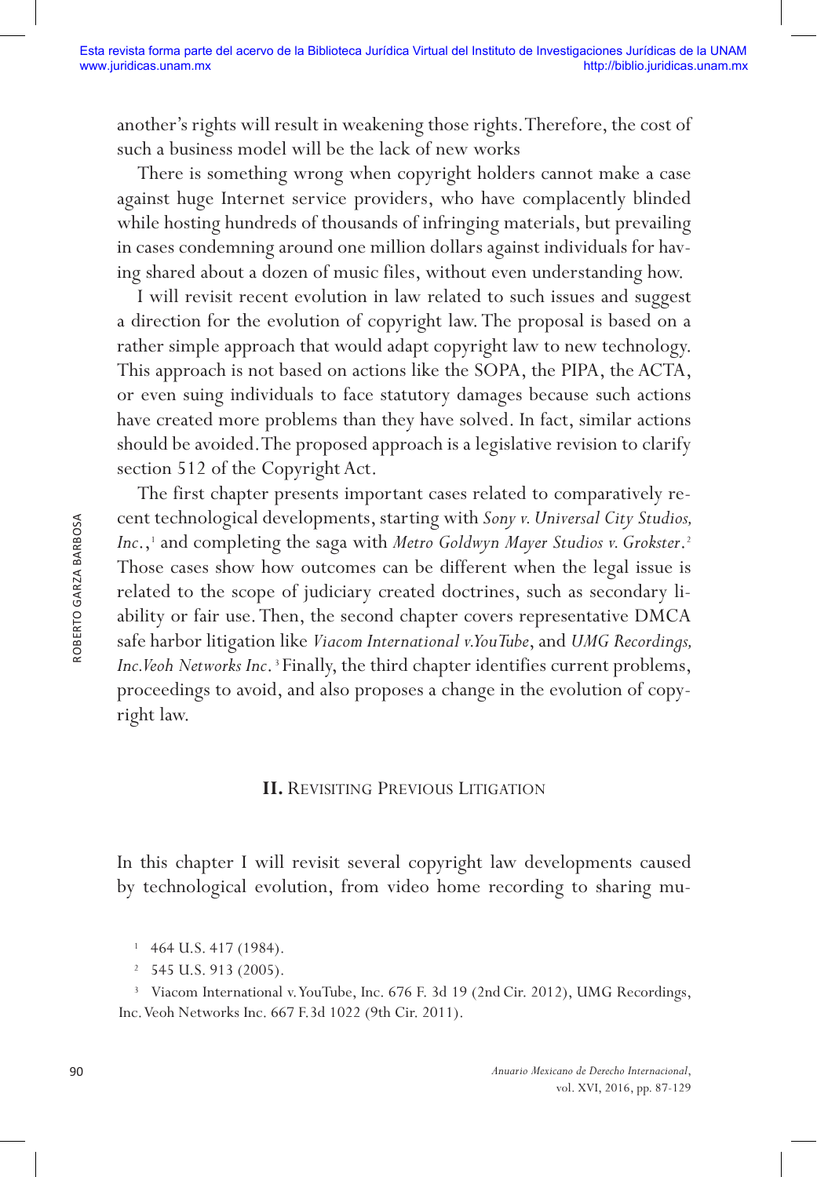another's rights will result in weakening those rights. Therefore, the cost of such a business model will be the lack of new works

There is something wrong when copyright holders cannot make a case against huge Internet service providers, who have complacently blinded while hosting hundreds of thousands of infringing materials, but prevailing in cases condemning around one million dollars against individuals for having shared about a dozen of music files, without even understanding how.

I will revisit recent evolution in law related to such issues and suggest a direction for the evolution of copyright law. The proposal is based on a rather simple approach that would adapt copyright law to new technology. This approach is not based on actions like the SOPA, the PIPA, the ACTA, or even suing individuals to face statutory damages because such actions have created more problems than they have solved. In fact, similar actions should be avoided. The proposed approach is a legislative revision to clarify section 512 of the Copyright Act.

The first chapter presents important cases related to comparatively recent technological developments, starting with *Sony v. Universal City Studios, Inc.*,[1] and completing the saga with *Metro Goldwyn Mayer Studios v. Grokster*.[2] Those cases show how outcomes can be different when the legal issue is related to the scope of judiciary created doctrines, such as secondary liability or fair use. Then, the second chapter covers representative DMCA safe harbor litigation like *Viacom International v. YouTube*, and *UMG Recordings, Inc. Veoh Networks Inc*.[3] Finally, the third chapter identifies current problems, proceedings to avoid, and also proposes a change in the evolution of copyright law.

## II. Revisiting Previous Litigation

In this chapter I will revisit several copyright law developments caused by technological evolution, from video home recording to sharing mu-

[1] 464 U.S. 417 (1984).

[2] 545 U.S. 913 (2005).

[3] Viacom International v. YouTube, Inc. 676 F. 3d 19 (2nd Cir. 2012), UMG Recordings, Inc. Veoh Networks Inc. 667 F. 3d 1022 (9th Cir. 2011).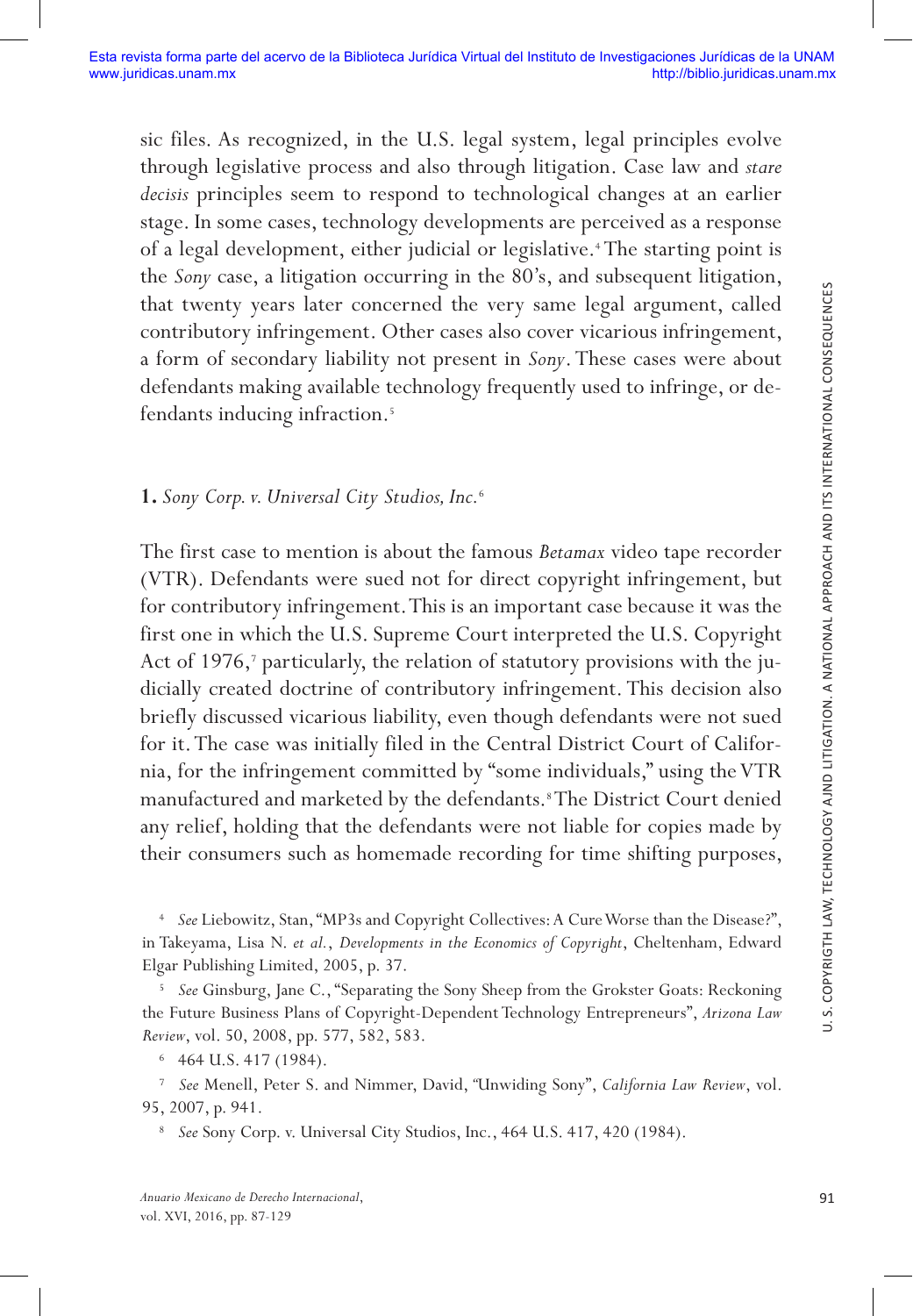sic files. As recognized, in the U.S. legal system, legal principles evolve through legislative process and also through litigation. Case law and *stare decisis* principles seem to respond to technological changes at an earlier stage. In some cases, technology developments are perceived as a response of a legal development, either judicial or legislative.[4] The starting point is the *Sony* case, a litigation occurring in the 80's, and subsequent litigation, that twenty years later concerned the very same legal argument, called contributory infringement. Other cases also cover vicarious infringement, a form of secondary liability not present in *Sony*. These cases were about defendants making available technology frequently used to infringe, or defendants inducing infraction.[5]

## 1. *Sony Corp. v. Universal City Studios, Inc.*[6]

The first case to mention is about the famous *Betamax* video tape recorder (VTR). Defendants were sued not for direct copyright infringement, but for contributory infringement. This is an important case because it was the first one in which the U.S. Supreme Court interpreted the U.S. Copyright Act of 1976,[7] particularly, the relation of statutory provisions with the judicially created doctrine of contributory infringement. This decision also briefly discussed vicarious liability, even though defendants were not sued for it. The case was initially filed in the Central District Court of California, for the infringement committed by "some individuals," using the VTR manufactured and marketed by the defendants.[8] The District Court denied any relief, holding that the defendants were not liable for copies made by their consumers such as homemade recording for time shifting purposes,

[4] *See* Liebowitz, Stan, "MP3s and Copyright Collectives: A Cure Worse than the Disease?", in Takeyama, Lisa N. *et al.*, *Developments in the Economics of Copyright*, Cheltenham, Edward Elgar Publishing Limited, 2005, p. 37.

[5] *See* Ginsburg, Jane C., "Separating the Sony Sheep from the Grokster Goats: Reckoning the Future Business Plans of Copyright-Dependent Technology Entrepreneurs", *Arizona Law Review*, vol. 50, 2008, pp. 577, 582, 583.

[6] 464 U.S. 417 (1984).

[7] *See* Menell, Peter S. and Nimmer, David, "Unwiding Sony", *California Law Review*, vol. 95, 2007, p. 941.

[8] *See* Sony Corp. v. Universal City Studios, Inc., 464 U.S. 417, 420 (1984).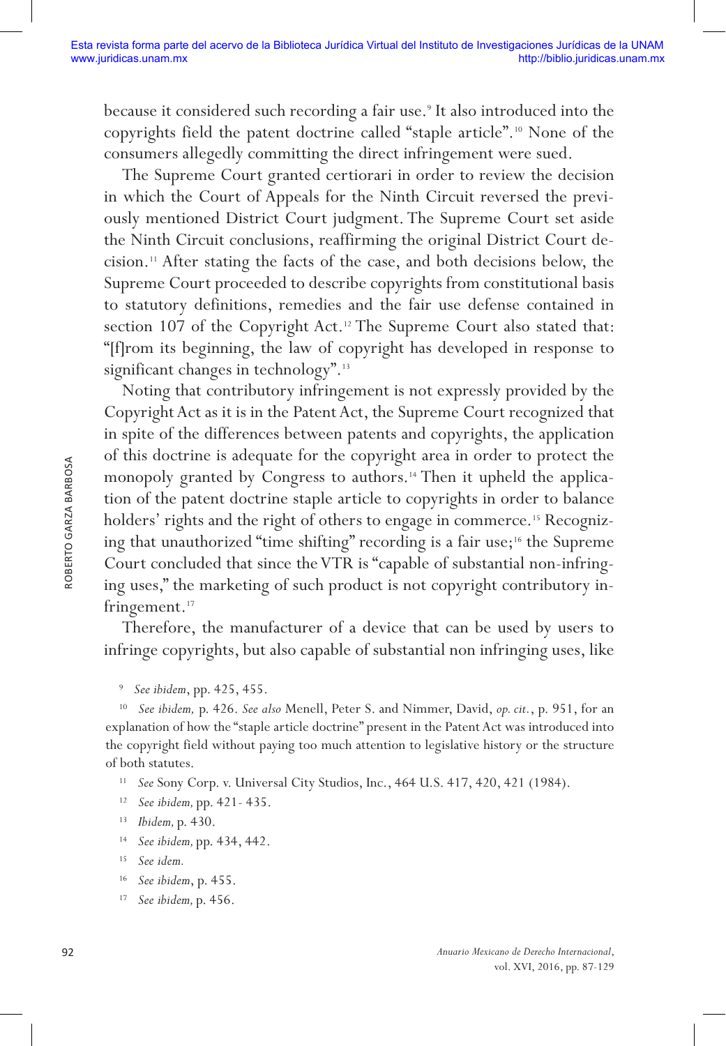because it considered such recording a fair use.[9] It also introduced into the copyrights field the patent doctrine called "staple article".[10] None of the consumers allegedly committing the direct infringement were sued.

The Supreme Court granted certiorari in order to review the decision in which the Court of Appeals for the Ninth Circuit reversed the previously mentioned District Court judgment. The Supreme Court set aside the Ninth Circuit conclusions, reaffirming the original District Court decision.[11] After stating the facts of the case, and both decisions below, the Supreme Court proceeded to describe copyrights from constitutional basis to statutory definitions, remedies and the fair use defense contained in section 107 of the Copyright Act.[12] The Supreme Court also stated that: "[f]rom its beginning, the law of copyright has developed in response to significant changes in technology".[13]

Noting that contributory infringement is not expressly provided by the Copyright Act as it is in the Patent Act, the Supreme Court recognized that in spite of the differences between patents and copyrights, the application of this doctrine is adequate for the copyright area in order to protect the monopoly granted by Congress to authors.[14] Then it upheld the application of the patent doctrine staple article to copyrights in order to balance holders' rights and the right of others to engage in commerce.[15] Recognizing that unauthorized "time shifting" recording is a fair use;[16] the Supreme Court concluded that since the VTR is "capable of substantial non-infringing uses," the marketing of such product is not copyright contributory infringement.[17]

Therefore, the manufacturer of a device that can be used by users to infringe copyrights, but also capable of substantial non infringing uses, like

[9] *See ibidem*, pp. 425, 455.

[10] *See ibidem,* p. 426. *See also* Menell, Peter S. and Nimmer, David, *op. cit.*, p. 951, for an explanation of how the "staple article doctrine" present in the Patent Act was introduced into the copyright field without paying too much attention to legislative history or the structure of both statutes.

[11] *See* Sony Corp. v. Universal City Studios, Inc., 464 U.S. 417, 420, 421 (1984).

[12] *See ibidem,* pp. 421- 435.

[13] *Ibidem,* p. 430.

[14] *See ibidem,* pp. 434, 442.

[15] *See idem.*

[16] *See ibidem*, p. 455.

[17] *See ibidem,* p. 456.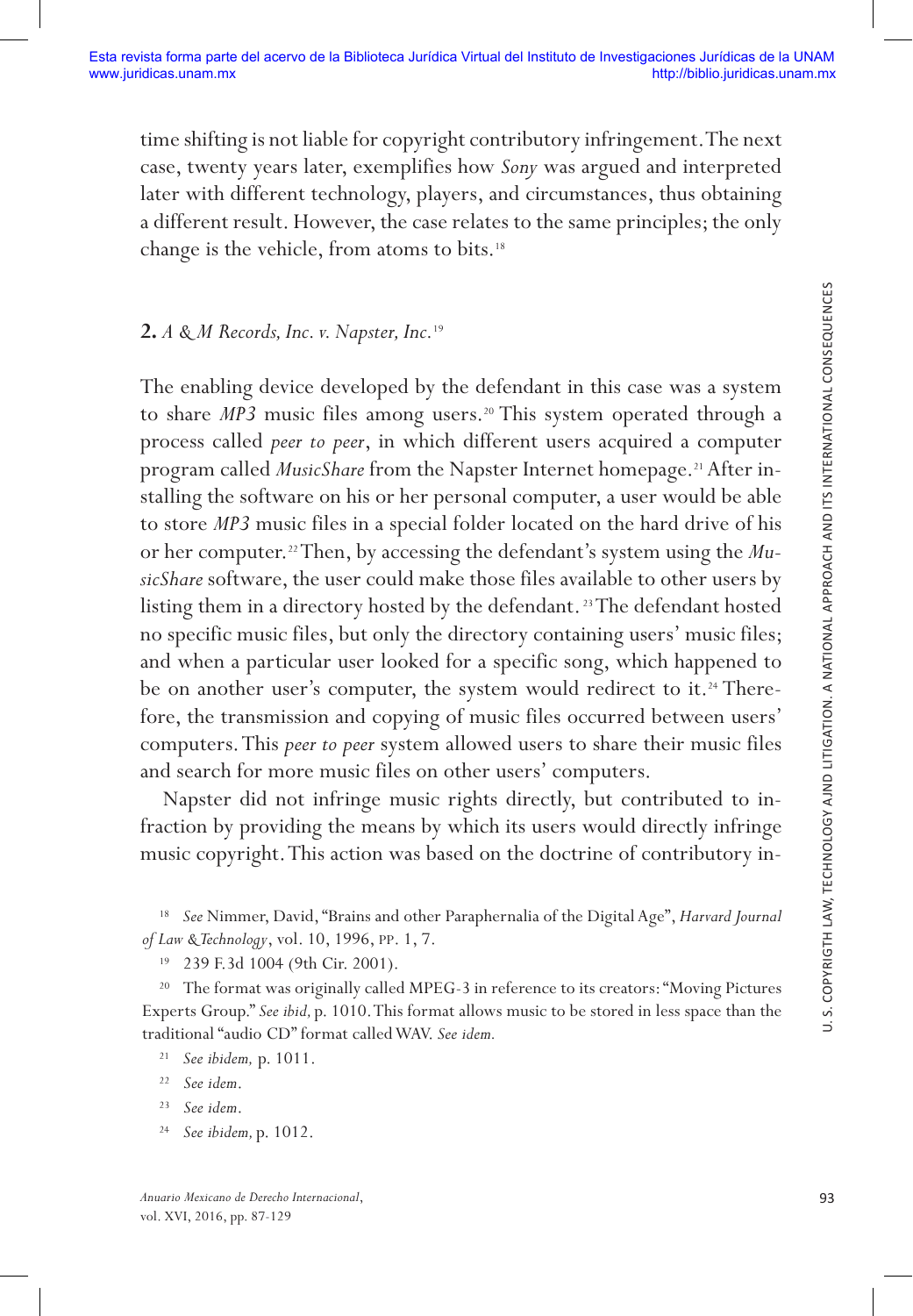time shifting is not liable for copyright contributory infringement. The next case, twenty years later, exemplifies how *Sony* was argued and interpreted later with different technology, players, and circumstances, thus obtaining a different result. However, the case relates to the same principles; the only change is the vehicle, from atoms to bits.[18]

## **2.** *A & M Records, Inc. v. Napster, Inc.*[19]

The enabling device developed by the defendant in this case was a system to share *MP3* music files among users.[20] This system operated through a process called *peer to peer*, in which different users acquired a computer program called *MusicShare* from the Napster Internet homepage.[21] After installing the software on his or her personal computer, a user would be able to store *MP3* music files in a special folder located on the hard drive of his or her computer.[22] Then, by accessing the defendant's system using the *MusicShare* software, the user could make those files available to other users by listing them in a directory hosted by the defendant.[23] The defendant hosted no specific music files, but only the directory containing users' music files; and when a particular user looked for a specific song, which happened to be on another user's computer, the system would redirect to it.[24] Therefore, the transmission and copying of music files occurred between users' computers. This *peer to peer* system allowed users to share their music files and search for more music files on other users' computers.

Napster did not infringe music rights directly, but contributed to infraction by providing the means by which its users would directly infringe music copyright. This action was based on the doctrine of contributory in-

[18] *See* Nimmer, David, "Brains and other Paraphernalia of the Digital Age", *Harvard Journal of Law & Technology*, vol. 10, 1996, pp. 1, 7.

[19] 239 F.3d 1004 (9th Cir. 2001).

[20] The format was originally called MPEG-3 in reference to its creators: "Moving Pictures Experts Group." *See ibid,* p. 1010. This format allows music to be stored in less space than the traditional "audio CD" format called WAV. *See idem.*

[21] *See ibidem,* p. 1011.

[22] *See idem.*

[23] *See idem.*

[24] *See ibidem,* p. 1012.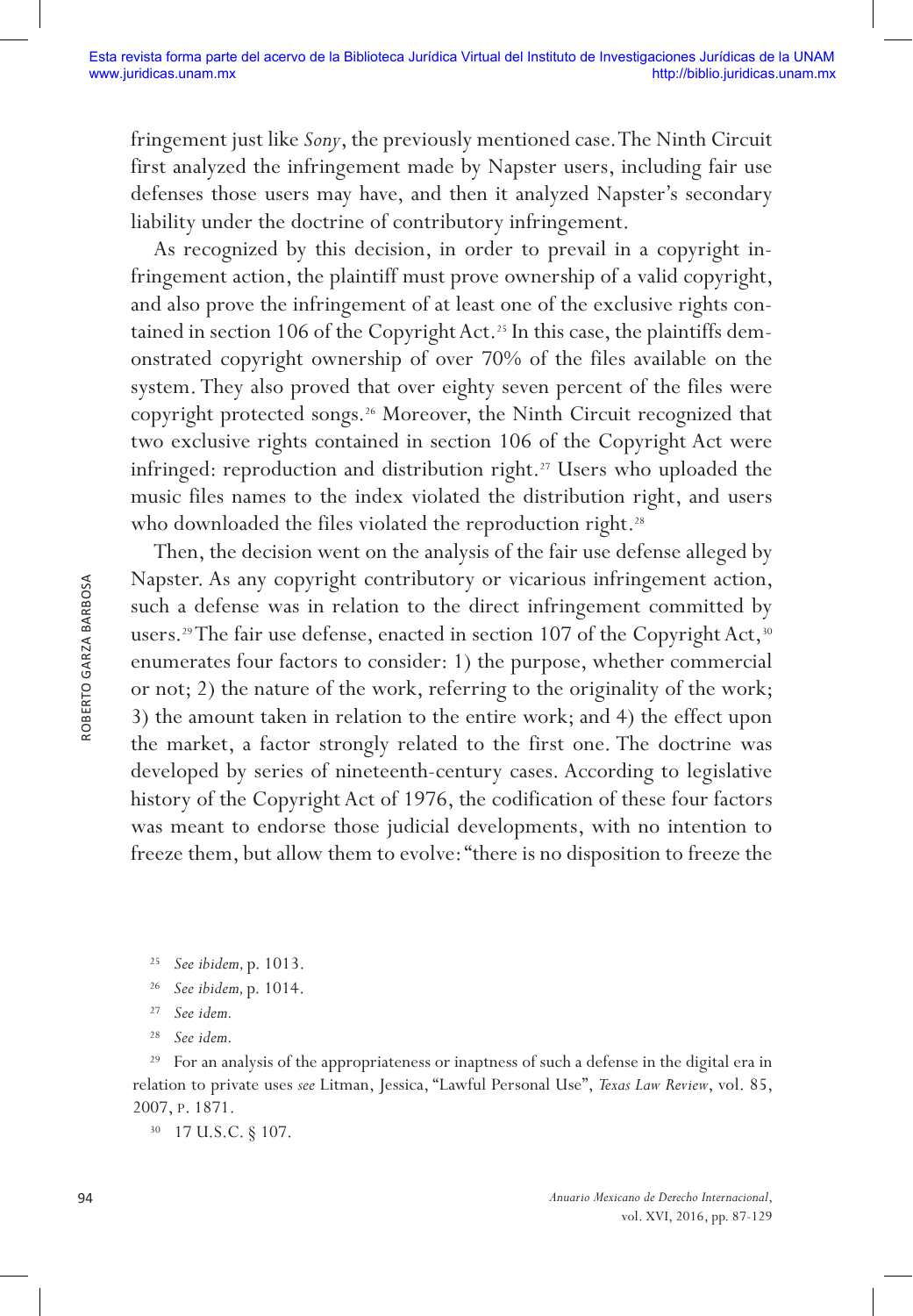fringement just like *Sony*, the previously mentioned case. The Ninth Circuit first analyzed the infringement made by Napster users, including fair use defenses those users may have, and then it analyzed Napster's secondary liability under the doctrine of contributory infringement.

As recognized by this decision, in order to prevail in a copyright infringement action, the plaintiff must prove ownership of a valid copyright, and also prove the infringement of at least one of the exclusive rights contained in section 106 of the Copyright Act.[25] In this case, the plaintiffs demonstrated copyright ownership of over 70% of the files available on the system. They also proved that over eighty seven percent of the files were copyright protected songs.[26] Moreover, the Ninth Circuit recognized that two exclusive rights contained in section 106 of the Copyright Act were infringed: reproduction and distribution right.[27] Users who uploaded the music files names to the index violated the distribution right, and users who downloaded the files violated the reproduction right.[28]

Then, the decision went on the analysis of the fair use defense alleged by Napster. As any copyright contributory or vicarious infringement action, such a defense was in relation to the direct infringement committed by users.[29] The fair use defense, enacted in section 107 of the Copyright Act,[30] enumerates four factors to consider: 1) the purpose, whether commercial or not; 2) the nature of the work, referring to the originality of the work; 3) the amount taken in relation to the entire work; and 4) the effect upon the market, a factor strongly related to the first one. The doctrine was developed by series of nineteenth-century cases. According to legislative history of the Copyright Act of 1976, the codification of these four factors was meant to endorse those judicial developments, with no intention to freeze them, but allow them to evolve: "there is no disposition to freeze the

---

[25] *See ibidem,* p. 1013.

[26] *See ibidem,* p. 1014.

[27] *See idem.*

[28] *See idem.*

[29] For an analysis of the appropriateness or inaptness of such a defense in the digital era in relation to private uses *see* Litman, Jessica, "Lawful Personal Use", *Texas Law Review*, vol. 85, 2007, p. 1871.

[30] 17 U.S.C. § 107.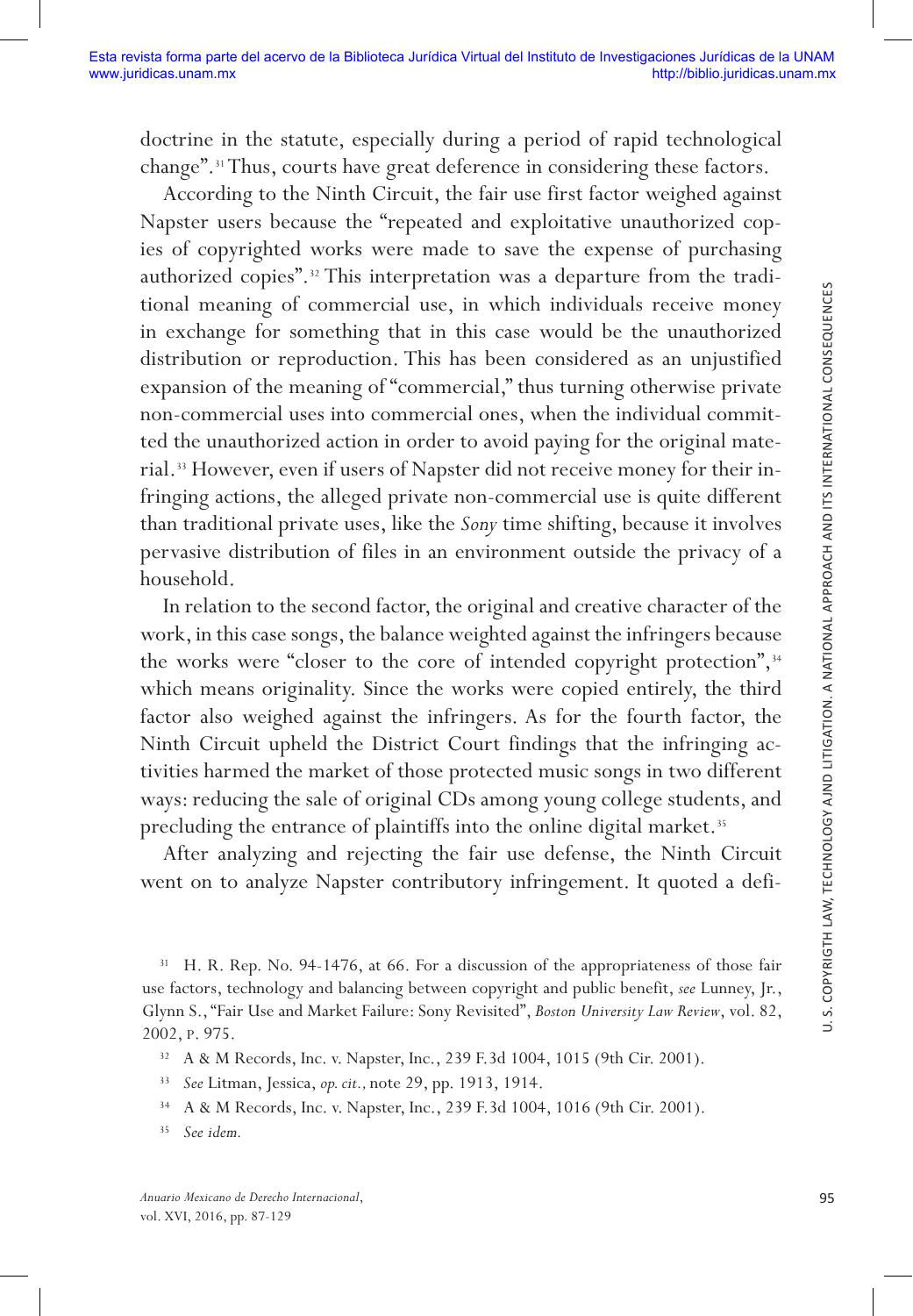doctrine in the statute, especially during a period of rapid technological change".[31] Thus, courts have great deference in considering these factors.

According to the Ninth Circuit, the fair use first factor weighed against Napster users because the "repeated and exploitative unauthorized copies of copyrighted works were made to save the expense of purchasing authorized copies".[32] This interpretation was a departure from the traditional meaning of commercial use, in which individuals receive money in exchange for something that in this case would be the unauthorized distribution or reproduction. This has been considered as an unjustified expansion of the meaning of "commercial," thus turning otherwise private non-commercial uses into commercial ones, when the individual committed the unauthorized action in order to avoid paying for the original material.[33] However, even if users of Napster did not receive money for their infringing actions, the alleged private non-commercial use is quite different than traditional private uses, like the *Sony* time shifting, because it involves pervasive distribution of files in an environment outside the privacy of a household.

In relation to the second factor, the original and creative character of the work, in this case songs, the balance weighted against the infringers because the works were "closer to the core of intended copyright protection",[34] which means originality. Since the works were copied entirely, the third factor also weighed against the infringers. As for the fourth factor, the Ninth Circuit upheld the District Court findings that the infringing activities harmed the market of those protected music songs in two different ways: reducing the sale of original CDs among young college students, and precluding the entrance of plaintiffs into the online digital market.[35]

After analyzing and rejecting the fair use defense, the Ninth Circuit went on to analyze Napster contributory infringement. It quoted a defi-

---

[31] H. R. Rep. No. 94-1476, at 66. For a discussion of the appropriateness of those fair use factors, technology and balancing between copyright and public benefit, *see* Lunney, Jr., Glynn S., "Fair Use and Market Failure: Sony Revisited", *Boston University Law Review*, vol. 82, 2002, p. 975.

[32] A & M Records, Inc. v. Napster, Inc., 239 F.3d 1004, 1015 (9th Cir. 2001).

[33] *See* Litman, Jessica, *op. cit.,* note 29, pp. 1913, 1914.

[34] A & M Records, Inc. v. Napster, Inc., 239 F.3d 1004, 1016 (9th Cir. 2001).

[35] *See idem.*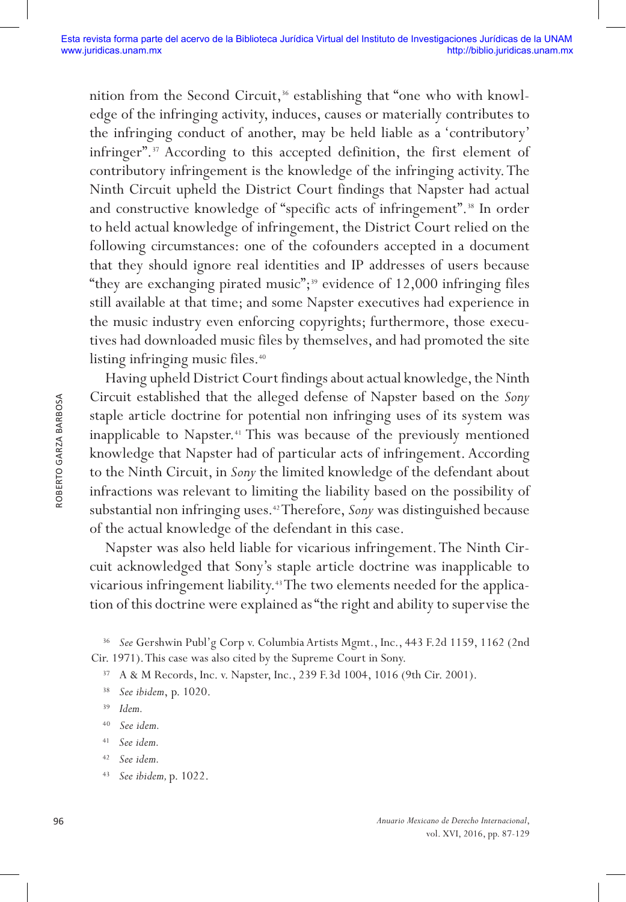nition from the Second Circuit,[36] establishing that "one who with knowledge of the infringing activity, induces, causes or materially contributes to the infringing conduct of another, may be held liable as a 'contributory' infringer".[37] According to this accepted definition, the first element of contributory infringement is the knowledge of the infringing activity. The Ninth Circuit upheld the District Court findings that Napster had actual and constructive knowledge of "specific acts of infringement".[38] In order to held actual knowledge of infringement, the District Court relied on the following circumstances: one of the cofounders accepted in a document that they should ignore real identities and IP addresses of users because "they are exchanging pirated music";[39] evidence of 12,000 infringing files still available at that time; and some Napster executives had experience in the music industry even enforcing copyrights; furthermore, those executives had downloaded music files by themselves, and had promoted the site listing infringing music files.[40]

Having upheld District Court findings about actual knowledge, the Ninth Circuit established that the alleged defense of Napster based on the *Sony* staple article doctrine for potential non infringing uses of its system was inapplicable to Napster.[41] This was because of the previously mentioned knowledge that Napster had of particular acts of infringement. According to the Ninth Circuit, in *Sony* the limited knowledge of the defendant about infractions was relevant to limiting the liability based on the possibility of substantial non infringing uses.[42] Therefore, *Sony* was distinguished because of the actual knowledge of the defendant in this case.

Napster was also held liable for vicarious infringement. The Ninth Circuit acknowledged that Sony's staple article doctrine was inapplicable to vicarious infringement liability.[43] The two elements needed for the application of this doctrine were explained as "the right and ability to supervise the

---

[36] *See* Gershwin Publ'g Corp v. Columbia Artists Mgmt., Inc., 443 F.2d 1159, 1162 (2nd Cir. 1971). This case was also cited by the Supreme Court in Sony.

[37] A & M Records, Inc. v. Napster, Inc., 239 F.3d 1004, 1016 (9th Cir. 2001).

[38] *See ibidem*, p. 1020.

[39] *Idem.*

[40] *See idem.*

[41] *See idem.*

[42] *See idem.*

[43] *See ibidem,* p. 1022.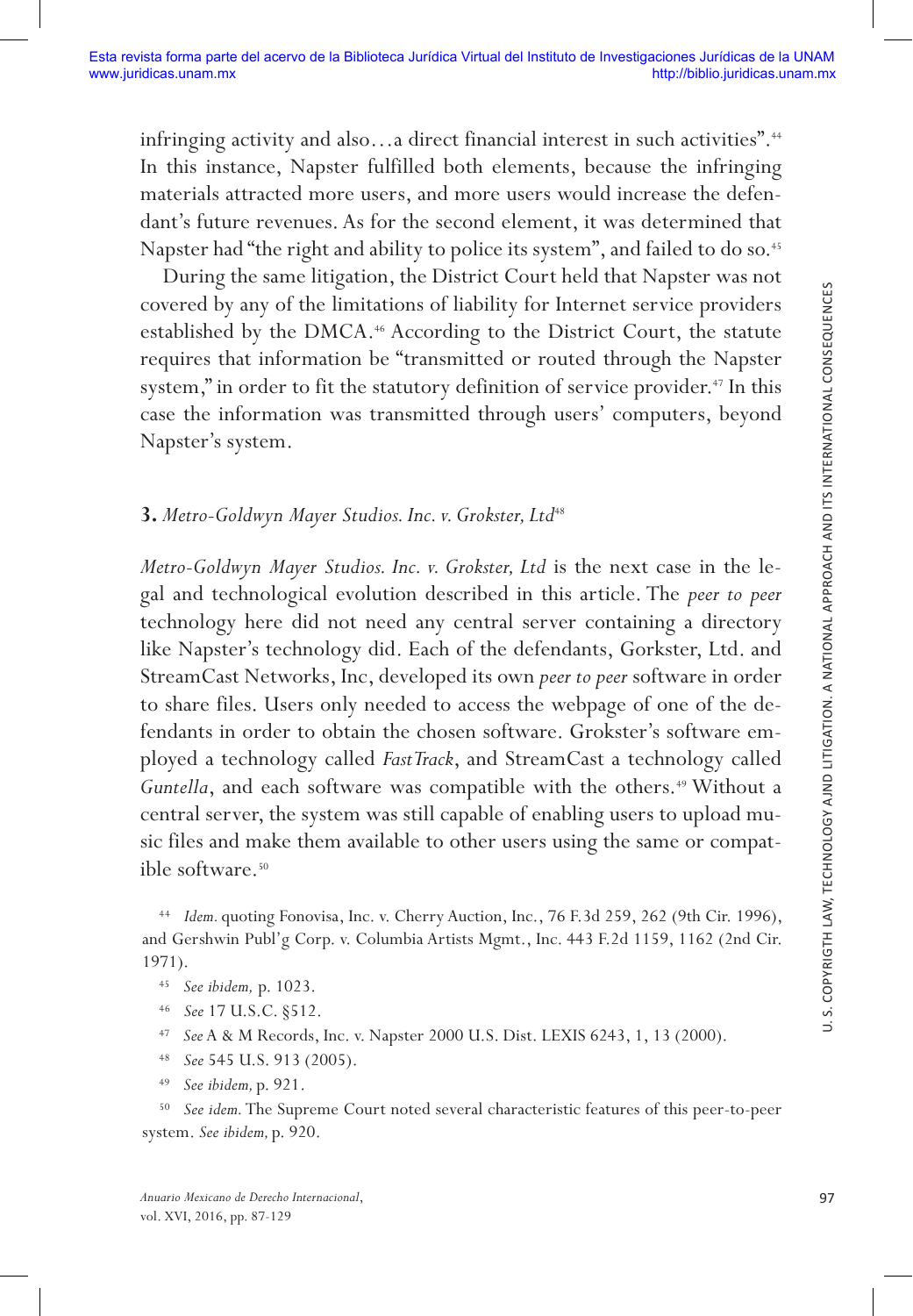infringing activity and also…a direct financial interest in such activities”.[44] In this instance, Napster fulfilled both elements, because the infringing materials attracted more users, and more users would increase the defendant’s future revenues. As for the second element, it was determined that Napster had “the right and ability to police its system”, and failed to do so.[45]

During the same litigation, the District Court held that Napster was not covered by any of the limitations of liability for Internet service providers established by the DMCA.[46] According to the District Court, the statute requires that information be “transmitted or routed through the Napster system,” in order to fit the statutory definition of service provider.[47] In this case the information was transmitted through users’ computers, beyond Napster’s system.

### 3. *Metro-Goldwyn Mayer Studios. Inc. v. Grokster, Ltd*[48]

*Metro-Goldwyn Mayer Studios. Inc. v. Grokster, Ltd* is the next case in the legal and technological evolution described in this article. The *peer to peer* technology here did not need any central server containing a directory like Napster’s technology did. Each of the defendants, Gorkster, Ltd. and StreamCast Networks, Inc, developed its own *peer to peer* software in order to share files. Users only needed to access the webpage of one of the defendants in order to obtain the chosen software. Grokster’s software employed a technology called *FastTrack*, and StreamCast a technology called *Guntella*, and each software was compatible with the others.[49] Without a central server, the system was still capable of enabling users to upload music files and make them available to other users using the same or compatible software.[50]

---

[44] *Idem.* quoting Fonovisa, Inc. v. Cherry Auction, Inc., 76 F.3d 259, 262 (9th Cir. 1996), and Gershwin Publ’g Corp. v. Columbia Artists Mgmt., Inc. 443 F.2d 1159, 1162 (2nd Cir. 1971).

[45] *See ibidem,* p. 1023.

[46] *See* 17 U.S.C. §512.

[47] *See* A & M Records, Inc. v. Napster 2000 U.S. Dist. LEXIS 6243, 1, 13 (2000).

[48] *See* 545 U.S. 913 (2005).

[49] *See ibidem,* p. 921.

[50] *See idem.* The Supreme Court noted several characteristic features of this peer-to-peer system. *See ibidem,* p. 920.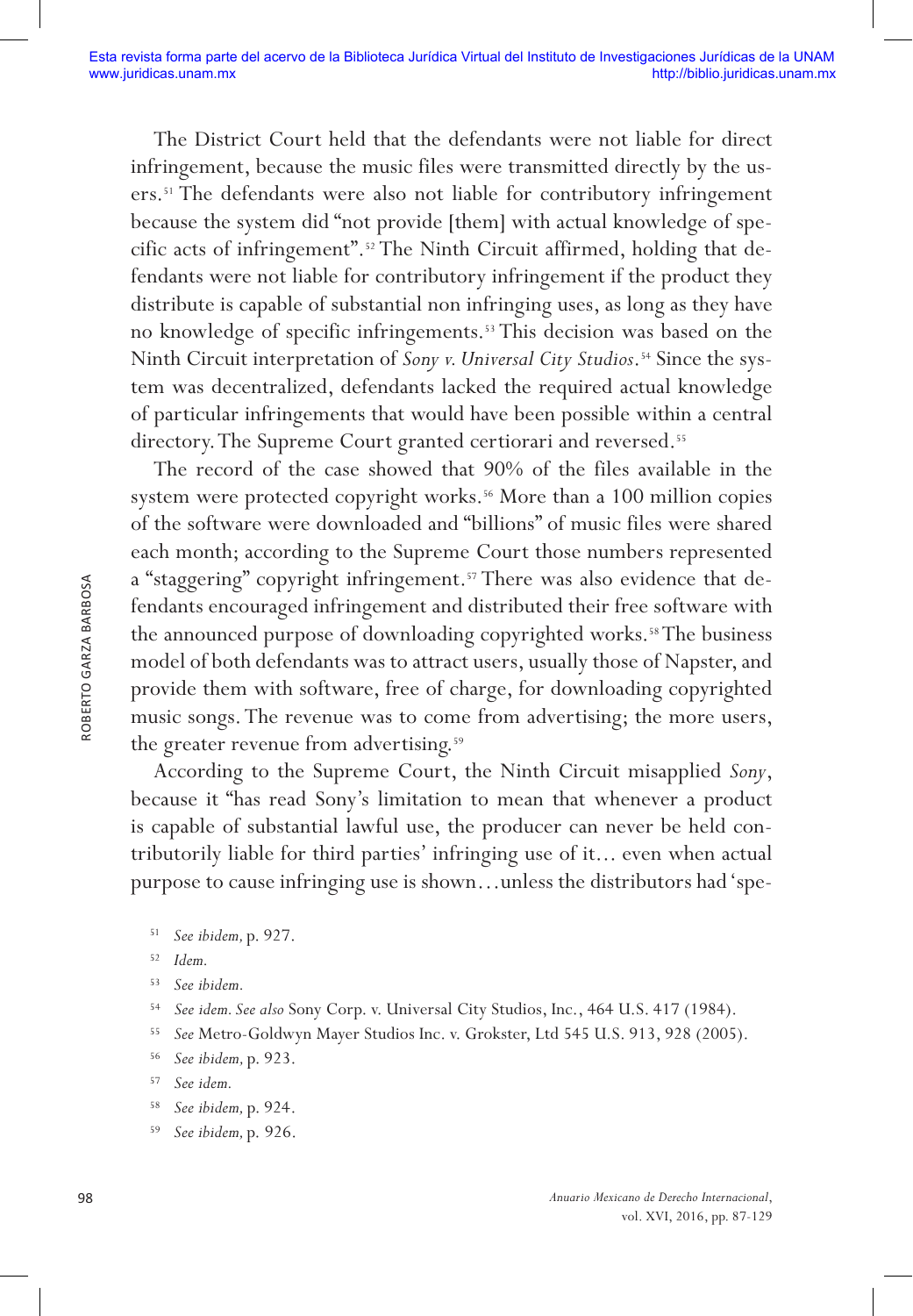The District Court held that the defendants were not liable for direct infringement, because the music files were transmitted directly by the users.[51] The defendants were also not liable for contributory infringement because the system did "not provide [them] with actual knowledge of specific acts of infringement".[52] The Ninth Circuit affirmed, holding that defendants were not liable for contributory infringement if the product they distribute is capable of substantial non infringing uses, as long as they have no knowledge of specific infringements.[53] This decision was based on the Ninth Circuit interpretation of *Sony v. Universal City Studios*.[54] Since the system was decentralized, defendants lacked the required actual knowledge of particular infringements that would have been possible within a central directory. The Supreme Court granted certiorari and reversed.[55]

The record of the case showed that 90% of the files available in the system were protected copyright works.[56] More than a 100 million copies of the software were downloaded and "billions" of music files were shared each month; according to the Supreme Court those numbers represented a "staggering" copyright infringement.[57] There was also evidence that defendants encouraged infringement and distributed their free software with the announced purpose of downloading copyrighted works.[58] The business model of both defendants was to attract users, usually those of Napster, and provide them with software, free of charge, for downloading copyrighted music songs. The revenue was to come from advertising; the more users, the greater revenue from advertising.[59]

According to the Supreme Court, the Ninth Circuit misapplied *Sony*, because it "has read Sony's limitation to mean that whenever a product is capable of substantial lawful use, the producer can never be held contributorily liable for third parties' infringing use of it... even when actual purpose to cause infringing use is shown...unless the distributors had 'spe-

---

[51] *See ibidem,* p. 927.

[52] *Idem.*

[53] *See ibidem.*

[54] *See idem. See also* Sony Corp. v. Universal City Studios, Inc., 464 U.S. 417 (1984).

[55] *See* Metro-Goldwyn Mayer Studios Inc. v. Grokster, Ltd 545 U.S. 913, 928 (2005).

[56] *See ibidem,* p. 923.

[57] *See idem.*

[58] *See ibidem,* p. 924.

[59] *See ibidem,* p. 926.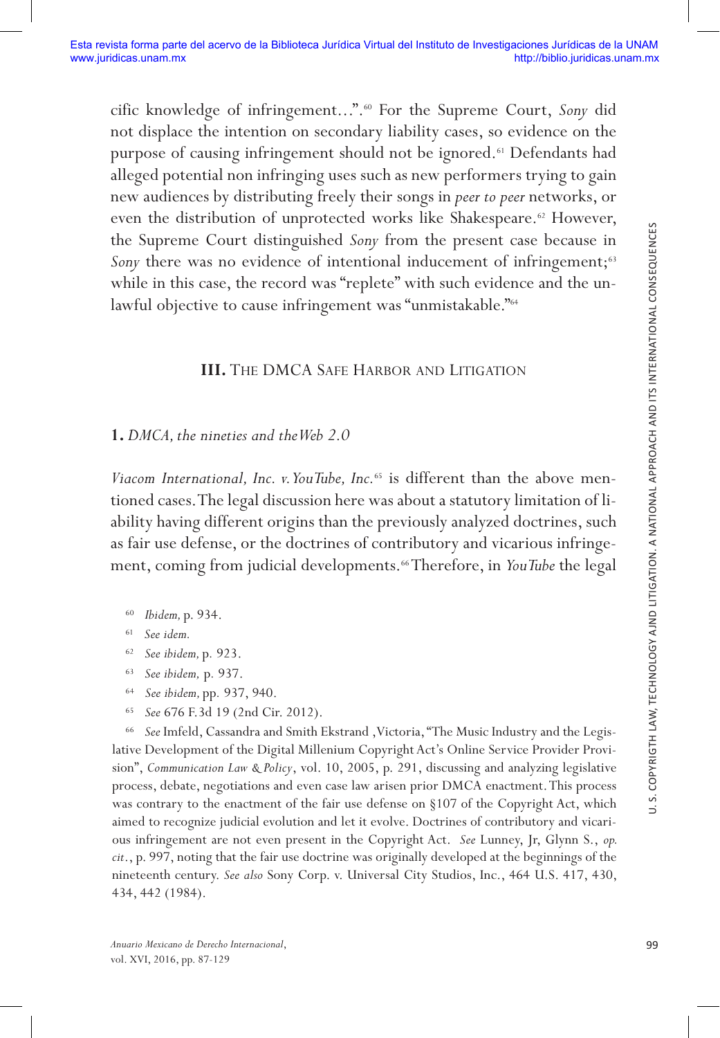cific knowledge of infringement…".[60] For the Supreme Court, *Sony* did not displace the intention on secondary liability cases, so evidence on the purpose of causing infringement should not be ignored.[61] Defendants had alleged potential non infringing uses such as new performers trying to gain new audiences by distributing freely their songs in *peer to peer* networks, or even the distribution of unprotected works like Shakespeare.[62] However, the Supreme Court distinguished *Sony* from the present case because in *Sony* there was no evidence of intentional inducement of infringement;[63] while in this case, the record was "replete" with such evidence and the unlawful objective to cause infringement was "unmistakable."[64]

## III. The DMCA Safe Harbor and Litigation

### 1. *DMCA, the nineties and the Web 2.0*

*Viacom International, Inc. v. YouTube, Inc.*[65] is different than the above mentioned cases. The legal discussion here was about a statutory limitation of liability having different origins than the previously analyzed doctrines, such as fair use defense, or the doctrines of contributory and vicarious infringement, coming from judicial developments.[66] Therefore, in *YouTube* the legal

---

[60] *Ibidem,* p. 934.

[61] *See idem.*

[62] *See ibidem,* p. 923.

[63] *See ibidem,* p. 937.

[64] *See ibidem,* pp. 937, 940.

[65] *See* 676 F.3d 19 (2nd Cir. 2012).

[66] *See* Imfeld, Cassandra and Smith Ekstrand ,Victoria, "The Music Industry and the Legislative Development of the Digital Millenium Copyright Act's Online Service Provider Provision", *Communication Law & Policy*, vol. 10, 2005, p. 291, discussing and analyzing legislative process, debate, negotiations and even case law arisen prior DMCA enactment. This process was contrary to the enactment of the fair use defense on §107 of the Copyright Act, which aimed to recognize judicial evolution and let it evolve. Doctrines of contributory and vicarious infringement are not even present in the Copyright Act. *See* Lunney, Jr, Glynn S., *op. cit.*, p. 997, noting that the fair use doctrine was originally developed at the beginnings of the nineteenth century. *See also* Sony Corp. v. Universal City Studios, Inc., 464 U.S. 417, 430, 434, 442 (1984).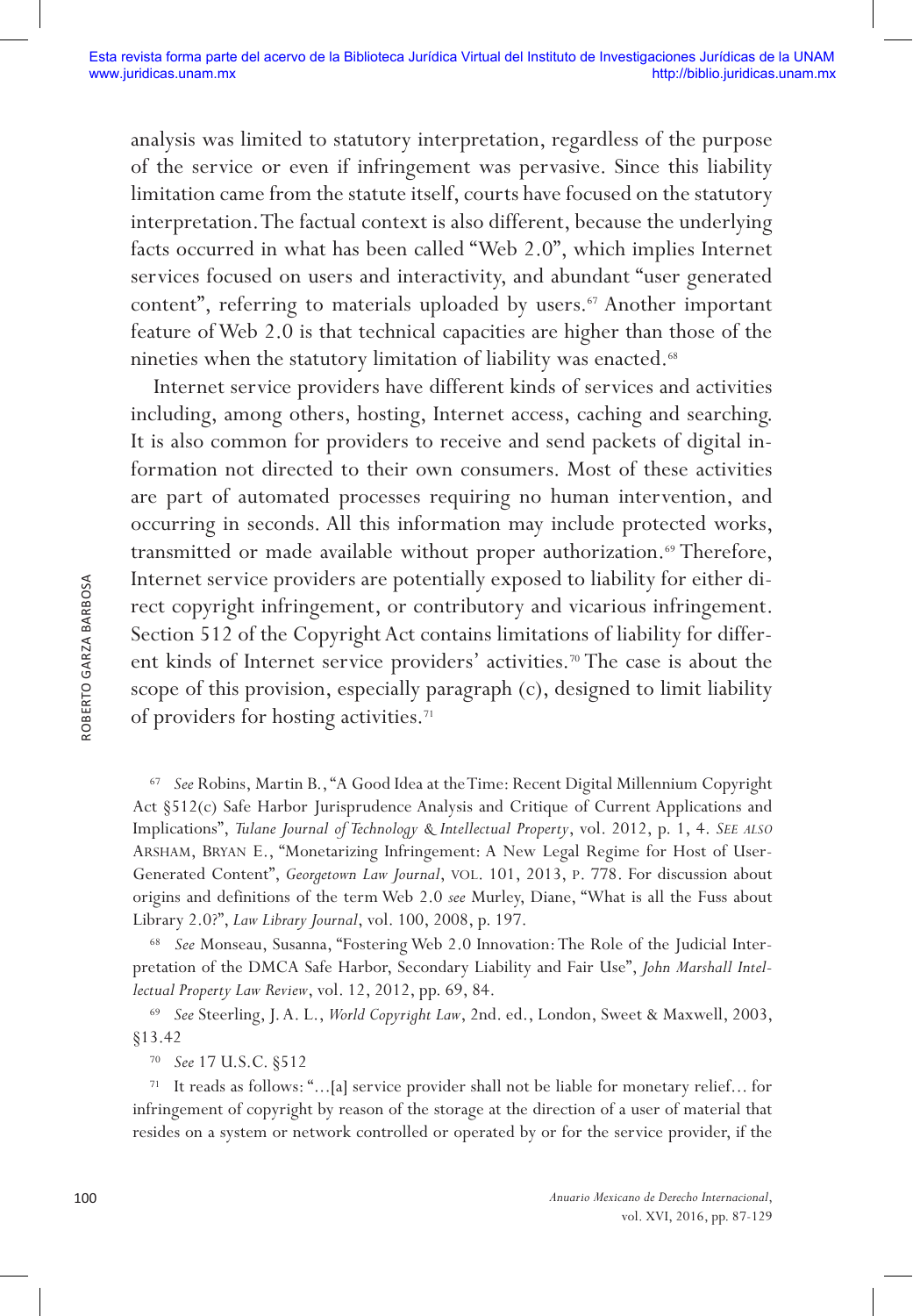analysis was limited to statutory interpretation, regardless of the purpose of the service or even if infringement was pervasive. Since this liability limitation came from the statute itself, courts have focused on the statutory interpretation. The factual context is also different, because the underlying facts occurred in what has been called "Web 2.0", which implies Internet services focused on users and interactivity, and abundant "user generated content", referring to materials uploaded by users.[67] Another important feature of Web 2.0 is that technical capacities are higher than those of the nineties when the statutory limitation of liability was enacted.[68]

Internet service providers have different kinds of services and activities including, among others, hosting, Internet access, caching and searching. It is also common for providers to receive and send packets of digital information not directed to their own consumers. Most of these activities are part of automated processes requiring no human intervention, and occurring in seconds. All this information may include protected works, transmitted or made available without proper authorization.[69] Therefore, Internet service providers are potentially exposed to liability for either direct copyright infringement, or contributory and vicarious infringement. Section 512 of the Copyright Act contains limitations of liability for different kinds of Internet service providers' activities.[70] The case is about the scope of this provision, especially paragraph (c), designed to limit liability of providers for hosting activities.[71]

---

[67] *See* Robins, Martin B., "A Good Idea at the Time: Recent Digital Millennium Copyright Act §512(c) Safe Harbor Jurisprudence Analysis and Critique of Current Applications and Implications", *Tulane Journal of Technology & Intellectual Property*, vol. 2012, p. 1, 4. *See also* Arsham, Bryan E., "Monetarizing Infringement: A New Legal Regime for Host of User-Generated Content", *Georgetown Law Journal*, vol. 101, 2013, p. 778. For discussion about origins and definitions of the term Web 2.0 *see* Murley, Diane, "What is all the Fuss about Library 2.0?", *Law Library Journal*, vol. 100, 2008, p. 197.

[68] *See* Monseau, Susanna, "Fostering Web 2.0 Innovation: The Role of the Judicial Interpretation of the DMCA Safe Harbor, Secondary Liability and Fair Use", *John Marshall Intellectual Property Law Review*, vol. 12, 2012, pp. 69, 84.

[69] *See* Steerling, J. A. L., *World Copyright Law*, 2nd. ed., London, Sweet & Maxwell, 2003, §13.42

[70] *See* 17 U.S.C. §512

[71] It reads as follows: "...[a] service provider shall not be liable for monetary relief... for infringement of copyright by reason of the storage at the direction of a user of material that resides on a system or network controlled or operated by or for the service provider, if the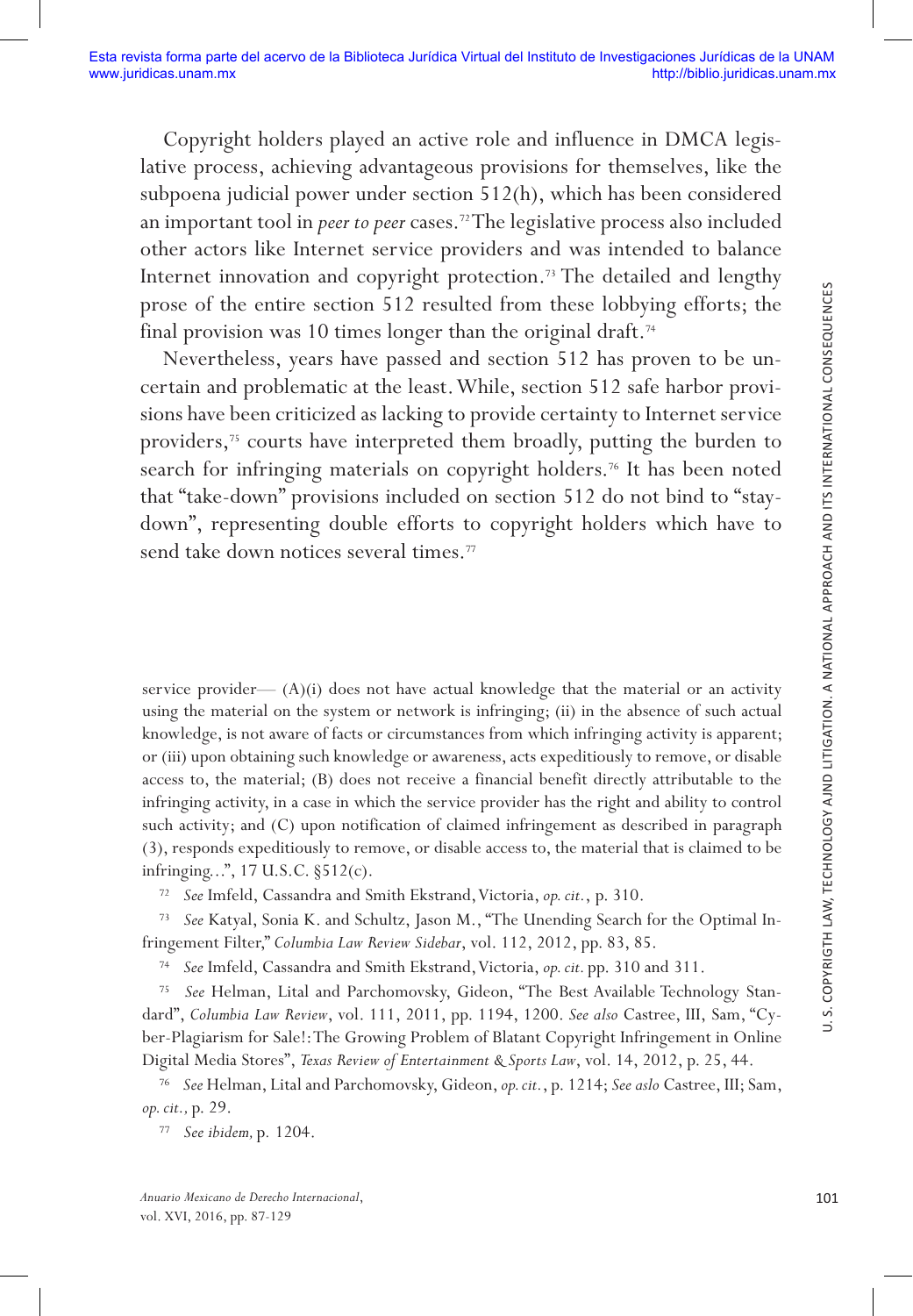Copyright holders played an active role and influence in DMCA legislative process, achieving advantageous provisions for themselves, like the subpoena judicial power under section 512(h), which has been considered an important tool in *peer to peer* cases.[72] The legislative process also included other actors like Internet service providers and was intended to balance Internet innovation and copyright protection.[73] The detailed and lengthy prose of the entire section 512 resulted from these lobbying efforts; the final provision was 10 times longer than the original draft.[74]

Nevertheless, years have passed and section 512 has proven to be uncertain and problematic at the least. While, section 512 safe harbor provisions have been criticized as lacking to provide certainty to Internet service providers,[75] courts have interpreted them broadly, putting the burden to search for infringing materials on copyright holders.[76] It has been noted that "take-down" provisions included on section 512 do not bind to "stay-down", representing double efforts to copyright holders which have to send take down notices several times.[77]

---

service provider— (A)(i) does not have actual knowledge that the material or an activity using the material on the system or network is infringing; (ii) in the absence of such actual knowledge, is not aware of facts or circumstances from which infringing activity is apparent; or (iii) upon obtaining such knowledge or awareness, acts expeditiously to remove, or disable access to, the material; (B) does not receive a financial benefit directly attributable to the infringing activity, in a case in which the service provider has the right and ability to control such activity; and (C) upon notification of claimed infringement as described in paragraph (3), responds expeditiously to remove, or disable access to, the material that is claimed to be infringing...", 17 U.S.C. §512(c).

[72] *See* Imfeld, Cassandra and Smith Ekstrand, Victoria, *op. cit.*, p. 310.

[73] *See* Katyal, Sonia K. and Schultz, Jason M., "The Unending Search for the Optimal Infringement Filter," *Columbia Law Review Sidebar*, vol. 112, 2012, pp. 83, 85.

[74] *See* Imfeld, Cassandra and Smith Ekstrand, Victoria, *op. cit.* pp. 310 and 311.

[75] *See* Helman, Lital and Parchomovsky, Gideon, "The Best Available Technology Standard", *Columbia Law Review*, vol. 111, 2011, pp. 1194, 1200. *See also* Castree, III, Sam, "Cyber-Plagiarism for Sale!: The Growing Problem of Blatant Copyright Infringement in Online Digital Media Stores", *Texas Review of Entertainment & Sports Law*, vol. 14, 2012, p. 25, 44.

[76] *See* Helman, Lital and Parchomovsky, Gideon, *op. cit.*, p. 1214; *See aslo* Castree, III; Sam, *op. cit.,* p. 29.

[77] *See ibidem,* p. 1204.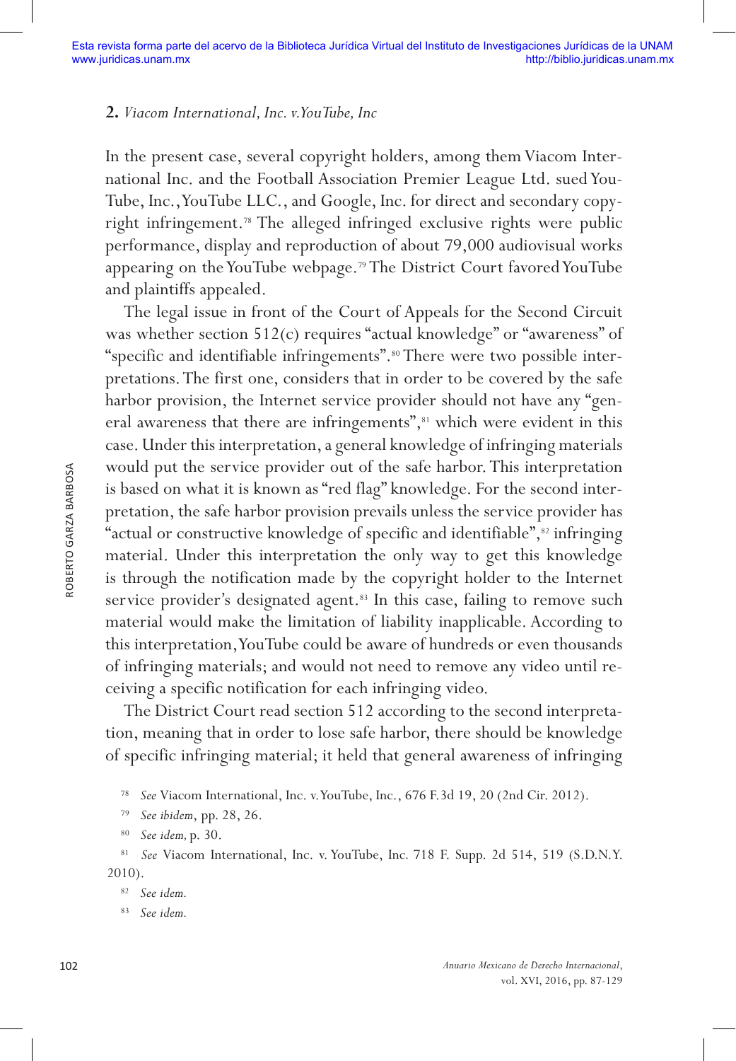## 2. *Viacom International, Inc. v.YouTube, Inc*

In the present case, several copyright holders, among them Viacom International Inc. and the Football Association Premier League Ltd. sued YouTube, Inc., YouTube LLC., and Google, Inc. for direct and secondary copyright infringement.[78] The alleged infringed exclusive rights were public performance, display and reproduction of about 79,000 audiovisual works appearing on the YouTube webpage.[79] The District Court favored YouTube and plaintiffs appealed.

The legal issue in front of the Court of Appeals for the Second Circuit was whether section 512(c) requires "actual knowledge" or "awareness" of "specific and identifiable infringements".[80] There were two possible interpretations. The first one, considers that in order to be covered by the safe harbor provision, the Internet service provider should not have any "general awareness that there are infringements",[81] which were evident in this case. Under this interpretation, a general knowledge of infringing materials would put the service provider out of the safe harbor. This interpretation is based on what it is known as "red flag" knowledge. For the second interpretation, the safe harbor provision prevails unless the service provider has "actual or constructive knowledge of specific and identifiable",[82] infringing material. Under this interpretation the only way to get this knowledge is through the notification made by the copyright holder to the Internet service provider's designated agent.[83] In this case, failing to remove such material would make the limitation of liability inapplicable. According to this interpretation, YouTube could be aware of hundreds or even thousands of infringing materials; and would not need to remove any video until receiving a specific notification for each infringing video.

The District Court read section 512 according to the second interpretation, meaning that in order to lose safe harbor, there should be knowledge of specific infringing material; it held that general awareness of infringing

---

[78] *See* Viacom International, Inc. v. YouTube, Inc., 676 F.3d 19, 20 (2nd Cir. 2012).

[79] *See ibidem*, pp. 28, 26.

[80] *See idem,* p. 30.

[81] *See* Viacom International, Inc. v. YouTube, Inc. 718 F. Supp. 2d 514, 519 (S.D.N.Y. 2010).

[82] *See idem.*

[83] *See idem.*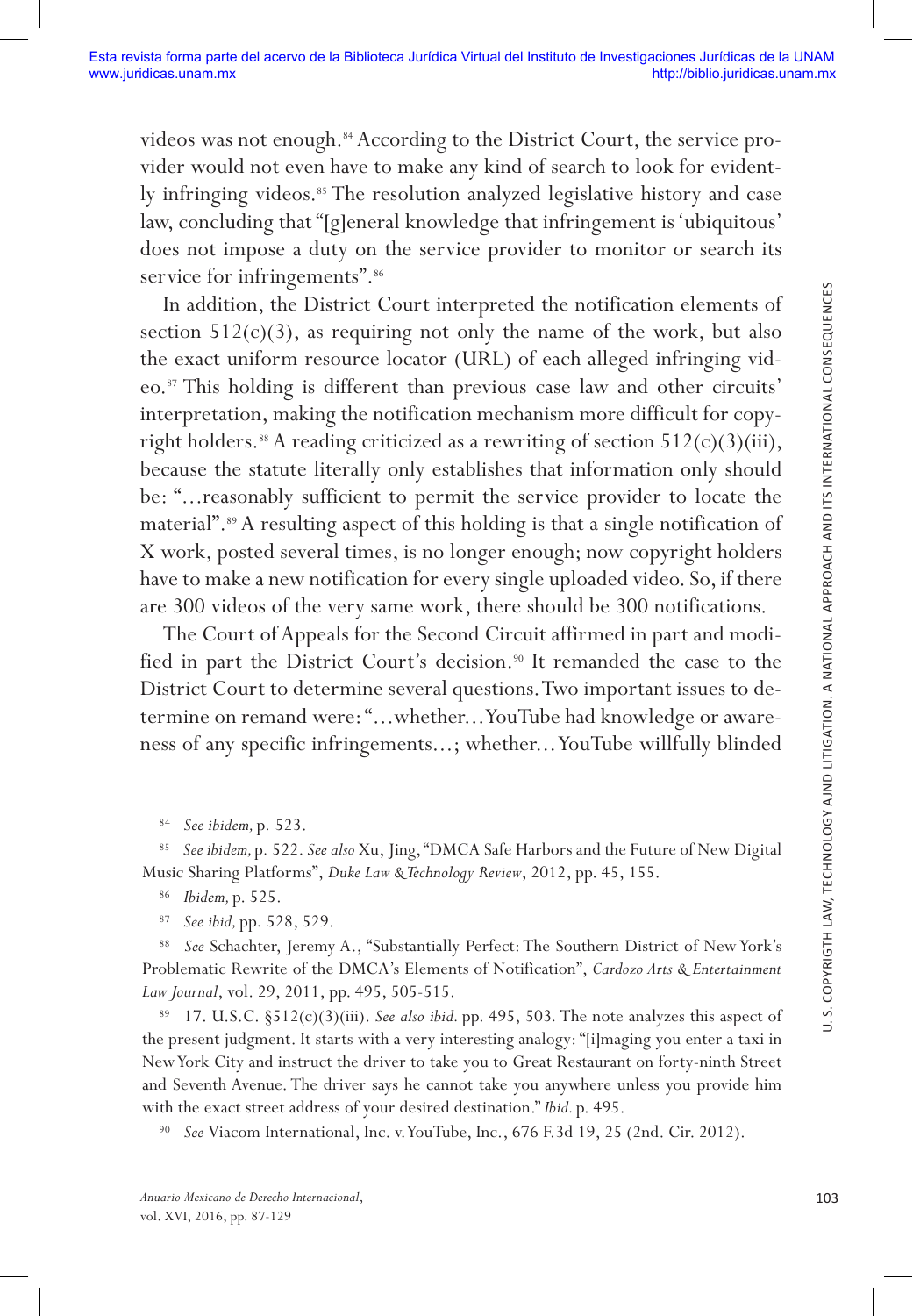videos was not enough.[84] According to the District Court, the service provider would not even have to make any kind of search to look for evidently infringing videos.[85] The resolution analyzed legislative history and case law, concluding that "[g]eneral knowledge that infringement is 'ubiquitous' does not impose a duty on the service provider to monitor or search its service for infringements".[86]

In addition, the District Court interpreted the notification elements of section 512(c)(3), as requiring not only the name of the work, but also the exact uniform resource locator (URL) of each alleged infringing video.[87] This holding is different than previous case law and other circuits' interpretation, making the notification mechanism more difficult for copyright holders.[88] A reading criticized as a rewriting of section 512(c)(3)(iii), because the statute literally only establishes that information only should be: "...reasonably sufficient to permit the service provider to locate the material".[89] A resulting aspect of this holding is that a single notification of X work, posted several times, is no longer enough; now copyright holders have to make a new notification for every single uploaded video. So, if there are 300 videos of the very same work, there should be 300 notifications.

The Court of Appeals for the Second Circuit affirmed in part and modified in part the District Court's decision.[90] It remanded the case to the District Court to determine several questions. Two important issues to determine on remand were: "...whether...YouTube had knowledge or awareness of any specific infringements...; whether...YouTube willfully blinded

[84] *See ibidem,* p. 523.

[85] *See ibidem,* p. 522. *See also* Xu, Jing, "DMCA Safe Harbors and the Future of New Digital Music Sharing Platforms", *Duke Law & Technology Review*, 2012, pp. 45, 155.

[86] *Ibidem,* p. 525.

[87] *See ibid,* pp. 528, 529.

[88] *See* Schachter, Jeremy A., "Substantially Perfect: The Southern District of New York's Problematic Rewrite of the DMCA's Elements of Notification", *Cardozo Arts & Entertainment Law Journal*, vol. 29, 2011, pp. 495, 505-515.

[89] 17. U.S.C. §512(c)(3)(iii). *See also ibid.* pp. 495, 503. The note analyzes this aspect of the present judgment. It starts with a very interesting analogy: "[i]maging you enter a taxi in New York City and instruct the driver to take you to Great Restaurant on forty-ninth Street and Seventh Avenue. The driver says he cannot take you anywhere unless you provide him with the exact street address of your desired destination." *Ibid.* p. 495.

[90] *See* Viacom International, Inc. v. YouTube, Inc., 676 F.3d 19, 25 (2nd. Cir. 2012).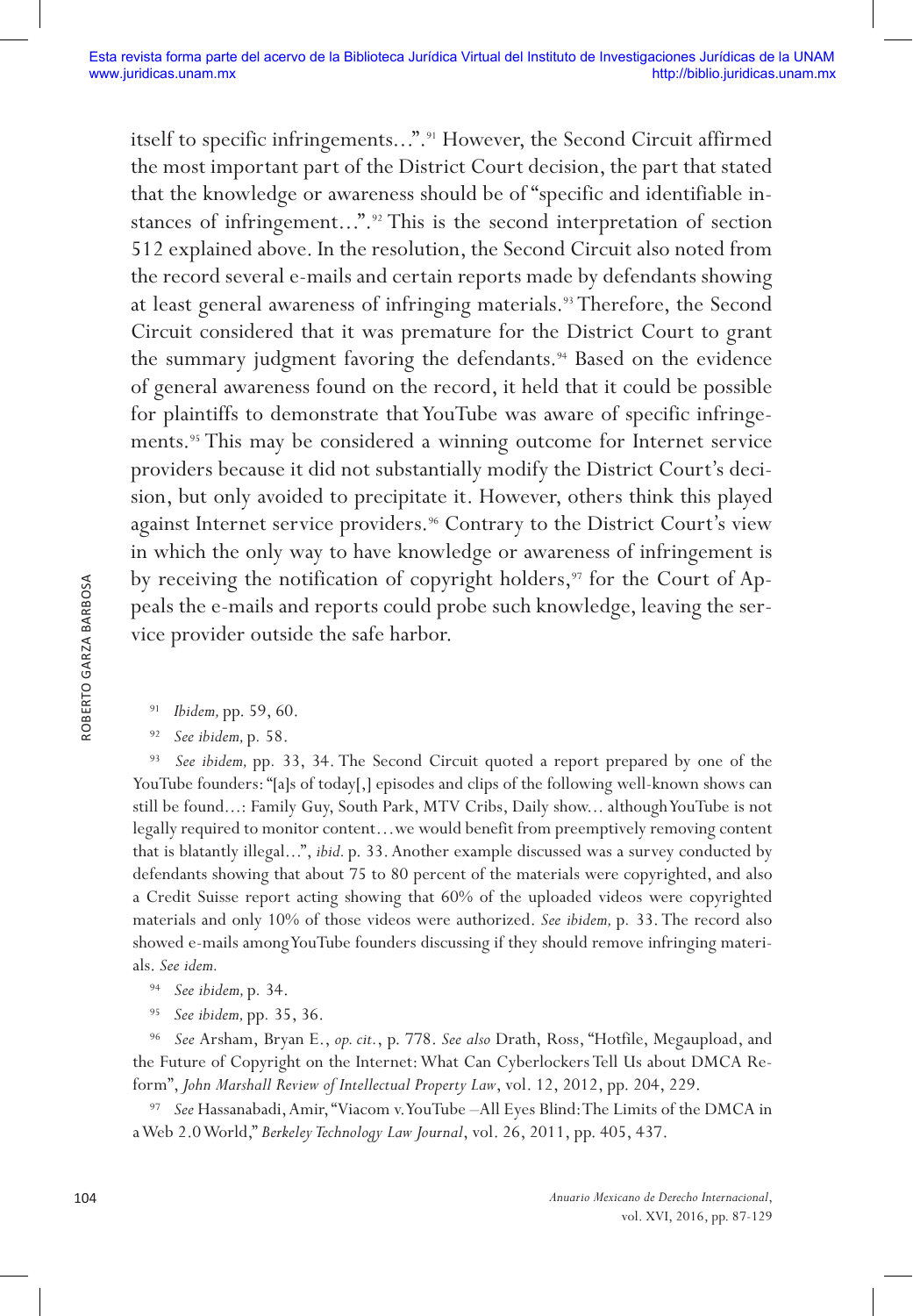itself to specific infringements…".[91] However, the Second Circuit affirmed the most important part of the District Court decision, the part that stated that the knowledge or awareness should be of "specific and identifiable instances of infringement…".[92] This is the second interpretation of section 512 explained above. In the resolution, the Second Circuit also noted from the record several e-mails and certain reports made by defendants showing at least general awareness of infringing materials.[93] Therefore, the Second Circuit considered that it was premature for the District Court to grant the summary judgment favoring the defendants.[94] Based on the evidence of general awareness found on the record, it held that it could be possible for plaintiffs to demonstrate that YouTube was aware of specific infringements.[95] This may be considered a winning outcome for Internet service providers because it did not substantially modify the District Court's decision, but only avoided to precipitate it. However, others think this played against Internet service providers.[96] Contrary to the District Court's view in which the only way to have knowledge or awareness of infringement is by receiving the notification of copyright holders,[97] for the Court of Appeals the e-mails and reports could probe such knowledge, leaving the service provider outside the safe harbor.

[91] *Ibidem,* pp. 59, 60.

[92] *See ibidem,* p. 58.

[93] *See ibidem,* pp. 33, 34. The Second Circuit quoted a report prepared by one of the YouTube founders: "[a]s of today[,] episodes and clips of the following well-known shows can still be found…: Family Guy, South Park, MTV Cribs, Daily show... although YouTube is not legally required to monitor content…we would benefit from preemptively removing content that is blatantly illegal…", *ibid.* p. 33. Another example discussed was a survey conducted by defendants showing that about 75 to 80 percent of the materials were copyrighted, and also a Credit Suisse report acting showing that 60% of the uploaded videos were copyrighted materials and only 10% of those videos were authorized. *See ibidem,* p. 33. The record also showed e-mails among YouTube founders discussing if they should remove infringing materials. *See idem.*

[94] *See ibidem,* p. 34.

[95] *See ibidem,* pp. 35, 36.

[96] *See* Arsham, Bryan E., *op. cit.*, p. 778. *See also* Drath, Ross, "Hotfile, Megaupload, and the Future of Copyright on the Internet: What Can Cyberlockers Tell Us about DMCA Reform", *John Marshall Review of Intellectual Property Law*, vol. 12, 2012, pp. 204, 229.

[97] *See* Hassanabadi, Amir, "Viacom v. YouTube –All Eyes Blind: The Limits of the DMCA in a Web 2.0 World," *Berkeley Technology Law Journal*, vol. 26, 2011, pp. 405, 437.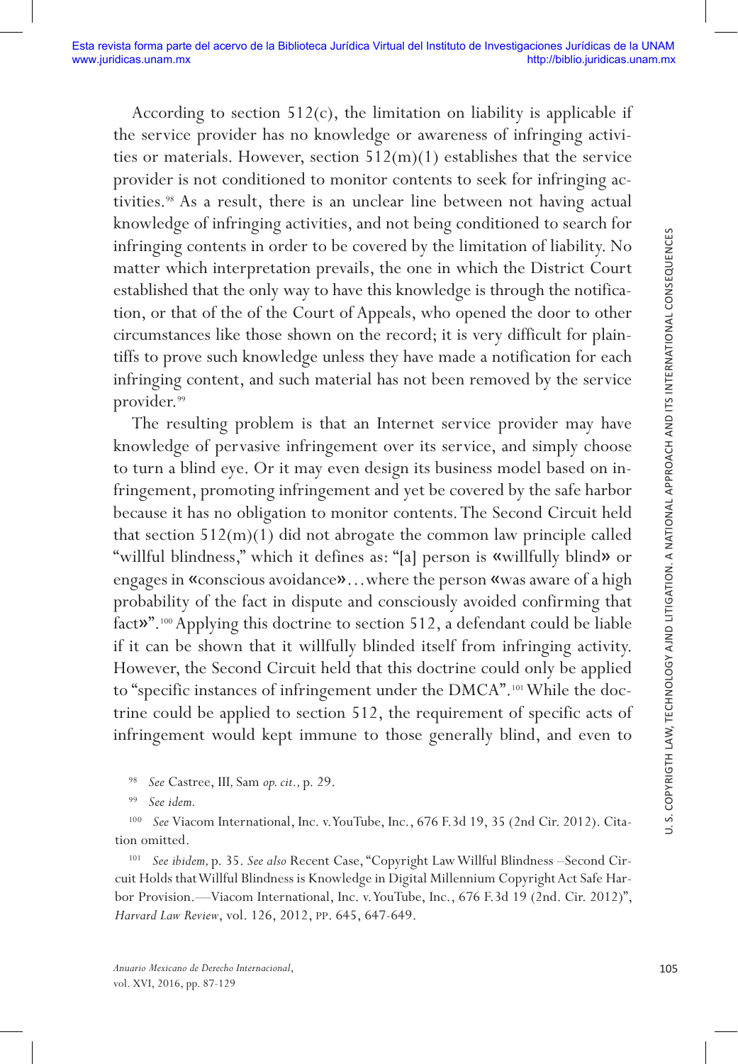According to section 512(c), the limitation on liability is applicable if the service provider has no knowledge or awareness of infringing activities or materials. However, section 512(m)(1) establishes that the service provider is not conditioned to monitor contents to seek for infringing activities.[98] As a result, there is an unclear line between not having actual knowledge of infringing activities, and not being conditioned to search for infringing contents in order to be covered by the limitation of liability. No matter which interpretation prevails, the one in which the District Court established that the only way to have this knowledge is through the notification, or that of the of the Court of Appeals, who opened the door to other circumstances like those shown on the record; it is very difficult for plaintiffs to prove such knowledge unless they have made a notification for each infringing content, and such material has not been removed by the service provider.[99]

The resulting problem is that an Internet service provider may have knowledge of pervasive infringement over its service, and simply choose to turn a blind eye. Or it may even design its business model based on infringement, promoting infringement and yet be covered by the safe harbor because it has no obligation to monitor contents. The Second Circuit held that section 512(m)(1) did not abrogate the common law principle called "willful blindness," which it defines as: "[a] person is «willfully blind» or engages in «conscious avoidance»…where the person «was aware of a high probability of the fact in dispute and consciously avoided confirming that fact»".[100] Applying this doctrine to section 512, a defendant could be liable if it can be shown that it willfully blinded itself from infringing activity. However, the Second Circuit held that this doctrine could only be applied to "specific instances of infringement under the DMCA".[101] While the doctrine could be applied to section 512, the requirement of specific acts of infringement would kept immune to those generally blind, and even to

[98] *See* Castree, III, Sam *op. cit.,* p. 29.

[99] *See idem.*

[100] *See* Viacom International, Inc. v. YouTube, Inc., 676 F.3d 19, 35 (2nd Cir. 2012). Citation omitted.

[101] *See ibidem,* p. 35. *See also* Recent Case, "Copyright Law Willful Blindness –Second Circuit Holds that Willful Blindness is Knowledge in Digital Millennium Copyright Act Safe Harbor Provision.—Viacom International, Inc. v. YouTube, Inc., 676 F.3d 19 (2nd. Cir. 2012)", *Harvard Law Review*, vol. 126, 2012, pp. 645, 647-649.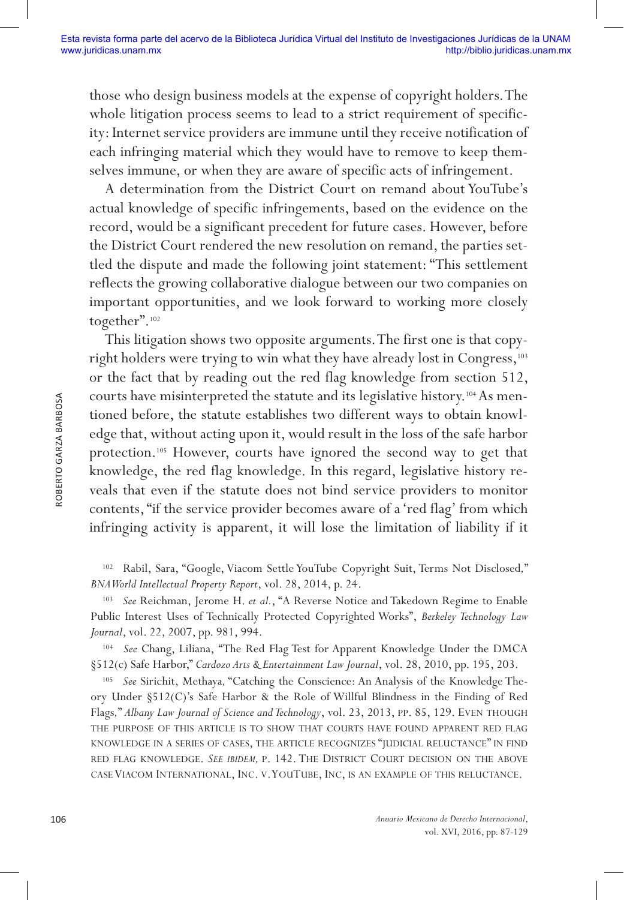those who design business models at the expense of copyright holders. The whole litigation process seems to lead to a strict requirement of specificity: Internet service providers are immune until they receive notification of each infringing material which they would have to remove to keep themselves immune, or when they are aware of specific acts of infringement.

A determination from the District Court on remand about YouTube's actual knowledge of specific infringements, based on the evidence on the record, would be a significant precedent for future cases. However, before the District Court rendered the new resolution on remand, the parties settled the dispute and made the following joint statement: "This settlement reflects the growing collaborative dialogue between our two companies on important opportunities, and we look forward to working more closely together".[102]

This litigation shows two opposite arguments. The first one is that copyright holders were trying to win what they have already lost in Congress,[103] or the fact that by reading out the red flag knowledge from section 512, courts have misinterpreted the statute and its legislative history.[104] As mentioned before, the statute establishes two different ways to obtain knowledge that, without acting upon it, would result in the loss of the safe harbor protection.[105] However, courts have ignored the second way to get that knowledge, the red flag knowledge. In this regard, legislative history reveals that even if the statute does not bind service providers to monitor contents, "if the service provider becomes aware of a 'red flag' from which infringing activity is apparent, it will lose the limitation of liability if it

---

[102] Rabil, Sara, "Google, Viacom Settle YouTube Copyright Suit, Terms Not Disclosed," *BNA World Intellectual Property Report*, vol. 28, 2014, p. 24.

[103] *See* Reichman, Jerome H. *et al.*, "A Reverse Notice and Takedown Regime to Enable Public Interest Uses of Technically Protected Copyrighted Works", *Berkeley Technology Law Journal*, vol. 22, 2007, pp. 981, 994.

[104] *See* Chang, Liliana, "The Red Flag Test for Apparent Knowledge Under the DMCA §512(c) Safe Harbor," *Cardozo Arts & Entertainment Law Journal*, vol. 28, 2010, pp. 195, 203.

[105] *See* Sirichit, Methaya, "Catching the Conscience: An Analysis of the Knowledge Theory Under §512(C)'s Safe Harbor & the Role of Willful Blindness in the Finding of Red Flags," *Albany Law Journal of Science and Technology*, vol. 23, 2013, pp. 85, 129. Even though the purpose of this article is to show that courts have found apparent red flag knowledge in a series of cases, the article recognizes "judicial reluctance" in find red flag knowledge. *See ibidem*, p. 142. The District Court decision on the above case Viacom International, Inc. v. YouTube, Inc, is an example of this reluctance.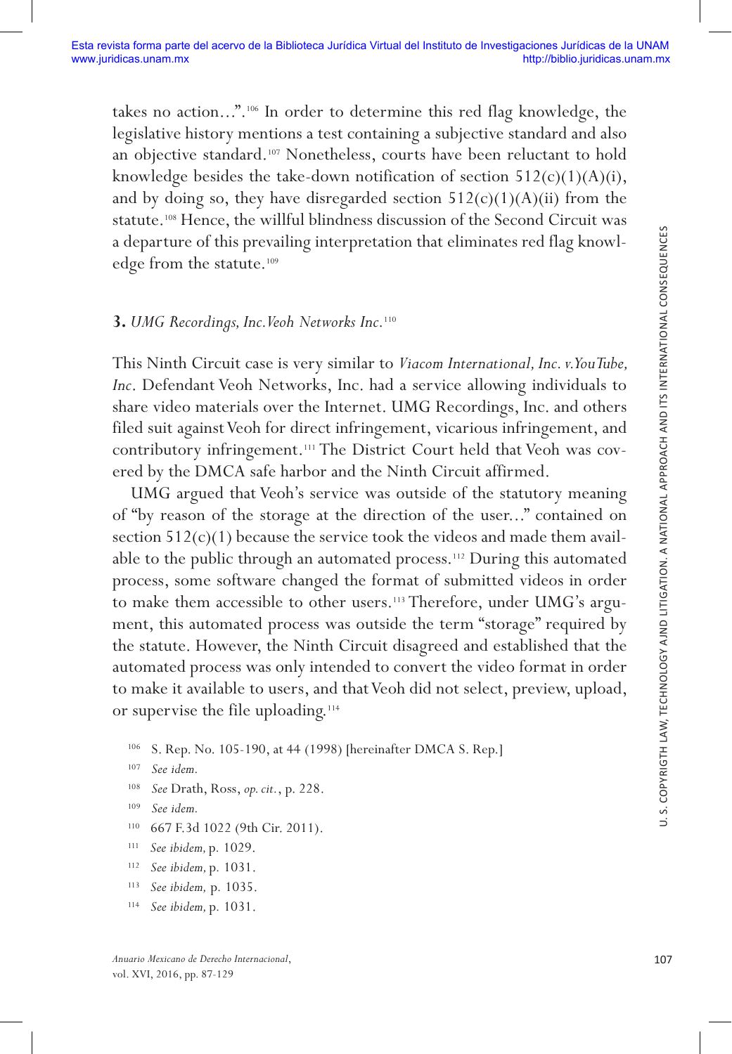takes no action…".[106] In order to determine this red flag knowledge, the legislative history mentions a test containing a subjective standard and also an objective standard.[107] Nonetheless, courts have been reluctant to hold knowledge besides the take-down notification of section 512(c)(1)(A)(i), and by doing so, they have disregarded section 512(c)(1)(A)(ii) from the statute.[108] Hence, the willful blindness discussion of the Second Circuit was a departure of this prevailing interpretation that eliminates red flag knowledge from the statute.[109]

### 3. *UMG Recordings, Inc.Veoh Networks Inc.*[110]

This Ninth Circuit case is very similar to *Viacom International, Inc. v.YouTube, Inc*. Defendant Veoh Networks, Inc. had a service allowing individuals to share video materials over the Internet. UMG Recordings, Inc. and others filed suit against Veoh for direct infringement, vicarious infringement, and contributory infringement.[111] The District Court held that Veoh was covered by the DMCA safe harbor and the Ninth Circuit affirmed.

UMG argued that Veoh's service was outside of the statutory meaning of "by reason of the storage at the direction of the user..." contained on section 512(c)(1) because the service took the videos and made them available to the public through an automated process.[112] During this automated process, some software changed the format of submitted videos in order to make them accessible to other users.[113] Therefore, under UMG's argument, this automated process was outside the term "storage" required by the statute. However, the Ninth Circuit disagreed and established that the automated process was only intended to convert the video format in order to make it available to users, and that Veoh did not select, preview, upload, or supervise the file uploading.[114]

[106] S. Rep. No. 105-190, at 44 (1998) [hereinafter DMCA S. Rep.]

[107] *See idem.*

[108] *See* Drath, Ross, *op. cit.*, p. 228.

[109] *See idem.*

[110] 667 F.3d 1022 (9th Cir. 2011).

[111] *See ibidem,* p. 1029.

[112] *See ibidem,* p. 1031.

[113] *See ibidem,* p. 1035.

[114] *See ibidem,* p. 1031.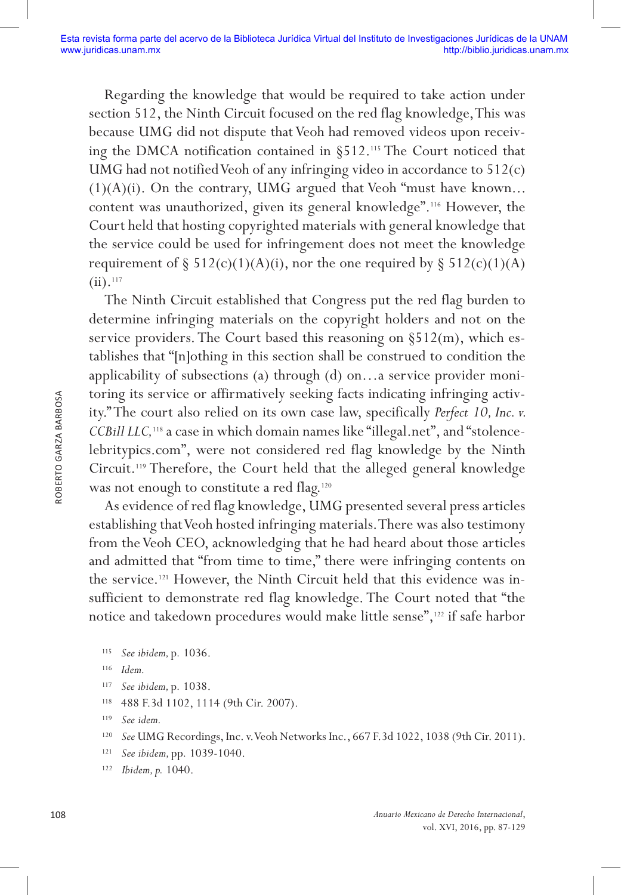Regarding the knowledge that would be required to take action under section 512, the Ninth Circuit focused on the red flag knowledge, This was because UMG did not dispute that Veoh had removed videos upon receiving the DMCA notification contained in §512.[115] The Court noticed that UMG had not notified Veoh of any infringing video in accordance to 512(c)(1)(A)(i). On the contrary, UMG argued that Veoh "must have known... content was unauthorized, given its general knowledge".[116] However, the Court held that hosting copyrighted materials with general knowledge that the service could be used for infringement does not meet the knowledge requirement of § 512(c)(1)(A)(i), nor the one required by § 512(c)(1)(A)(ii).[117]

The Ninth Circuit established that Congress put the red flag burden to determine infringing materials on the copyright holders and not on the service providers. The Court based this reasoning on §512(m), which establishes that "[n]othing in this section shall be construed to condition the applicability of subsections (a) through (d) on…a service provider monitoring its service or affirmatively seeking facts indicating infringing activity." The court also relied on its own case law, specifically *Perfect 10, Inc. v. CCBill LLC,*[118] a case in which domain names like "illegal.net", and "stolencelebritypics.com", were not considered red flag knowledge by the Ninth Circuit.[119] Therefore, the Court held that the alleged general knowledge was not enough to constitute a red flag.[120]

As evidence of red flag knowledge, UMG presented several press articles establishing that Veoh hosted infringing materials. There was also testimony from the Veoh CEO, acknowledging that he had heard about those articles and admitted that "from time to time," there were infringing contents on the service.[121] However, the Ninth Circuit held that this evidence was insufficient to demonstrate red flag knowledge. The Court noted that "the notice and takedown procedures would make little sense",[122] if safe harbor

---

[115] *See ibidem,* p. 1036.

[116] *Idem.*

[117] *See ibidem,* p. 1038.

[118] 488 F.3d 1102, 1114 (9th Cir. 2007).

[119] *See idem.*

[120] *See* UMG Recordings, Inc. v. Veoh Networks Inc., 667 F.3d 1022, 1038 (9th Cir. 2011).

[121] *See ibidem,* pp. 1039-1040.

[122] *Ibidem, p.* 1040.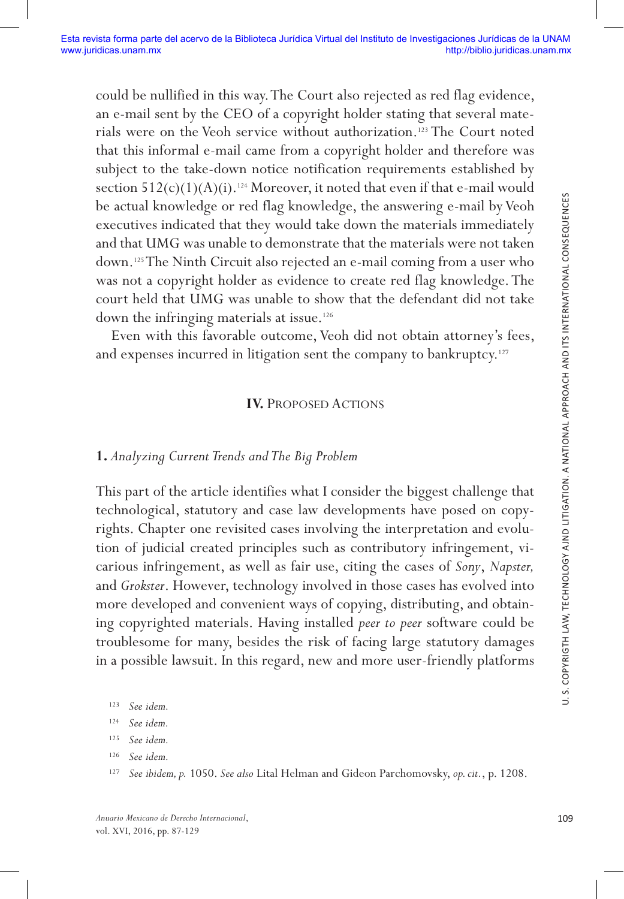could be nullified in this way. The Court also rejected as red flag evidence, an e-mail sent by the CEO of a copyright holder stating that several materials were on the Veoh service without authorization.[123] The Court noted that this informal e-mail came from a copyright holder and therefore was subject to the take-down notice notification requirements established by section 512(c)(1)(A)(i).[124] Moreover, it noted that even if that e-mail would be actual knowledge or red flag knowledge, the answering e-mail by Veoh executives indicated that they would take down the materials immediately and that UMG was unable to demonstrate that the materials were not taken down.[125] The Ninth Circuit also rejected an e-mail coming from a user who was not a copyright holder as evidence to create red flag knowledge. The court held that UMG was unable to show that the defendant did not take down the infringing materials at issue.[126]

Even with this favorable outcome, Veoh did not obtain attorney's fees, and expenses incurred in litigation sent the company to bankruptcy.[127]

## IV. Proposed Actions

### 1. *Analyzing Current Trends and The Big Problem*

This part of the article identifies what I consider the biggest challenge that technological, statutory and case law developments have posed on copyrights. Chapter one revisited cases involving the interpretation and evolution of judicial created principles such as contributory infringement, vicarious infringement, as well as fair use, citing the cases of *Sony*, *Napster,* and *Grokster*. However, technology involved in those cases has evolved into more developed and convenient ways of copying, distributing, and obtaining copyrighted materials. Having installed *peer to peer* software could be troublesome for many, besides the risk of facing large statutory damages in a possible lawsuit. In this regard, new and more user-friendly platforms

---

[123] *See idem.*

[124] *See idem.*

[125] *See idem.*

[126] *See idem.*

[127] *See ibidem, p.* 1050. *See also* Lital Helman and Gideon Parchomovsky, *op. cit.*, p. 1208.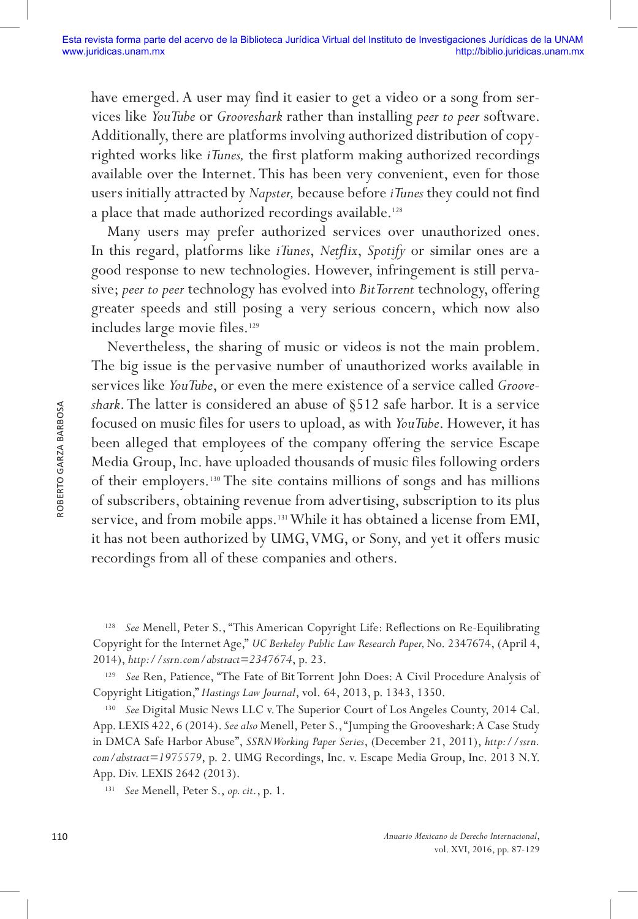have emerged. A user may find it easier to get a video or a song from services like *YouTube* or *Grooveshark* rather than installing *peer to peer* software. Additionally, there are platforms involving authorized distribution of copyrighted works like *iTunes,* the first platform making authorized recordings available over the Internet. This has been very convenient, even for those users initially attracted by *Napster,* because before *iTunes* they could not find a place that made authorized recordings available.[128]

Many users may prefer authorized services over unauthorized ones. In this regard, platforms like *iTunes*, *Netflix*, *Spotify* or similar ones are a good response to new technologies. However, infringement is still pervasive; *peer to peer* technology has evolved into *BitTorrent* technology, offering greater speeds and still posing a very serious concern, which now also includes large movie files.[129]

Nevertheless, the sharing of music or videos is not the main problem. The big issue is the pervasive number of unauthorized works available in services like *YouTube*, or even the mere existence of a service called *Grooveshark*. The latter is considered an abuse of §512 safe harbor. It is a service focused on music files for users to upload, as with *YouTube*. However, it has been alleged that employees of the company offering the service Escape Media Group, Inc. have uploaded thousands of music files following orders of their employers.[130] The site contains millions of songs and has millions of subscribers, obtaining revenue from advertising, subscription to its plus service, and from mobile apps.[131] While it has obtained a license from EMI, it has not been authorized by UMG, VMG, or Sony, and yet it offers music recordings from all of these companies and others.

---

[128] *See* Menell, Peter S., "This American Copyright Life: Reflections on Re-Equilibrating Copyright for the Internet Age," *UC Berkeley Public Law Research Paper,* No. 2347674, (April 4, 2014), *http://ssrn.com/abstract=2347674*, p. 23.

[129] *See* Ren, Patience, "The Fate of Bit Torrent John Does: A Civil Procedure Analysis of Copyright Litigation," *Hastings Law Journal*, vol. 64, 2013, p. 1343, 1350.

[130] *See* Digital Music News LLC v. The Superior Court of Los Angeles County, 2014 Cal. App. LEXIS 422, 6 (2014). *See also* Menell, Peter S., "Jumping the Grooveshark: A Case Study in DMCA Safe Harbor Abuse", *SSRN Working Paper Series*, (December 21, 2011), *http://ssrn.com/abstract=1975579*, p. 2. UMG Recordings, Inc. v. Escape Media Group, Inc. 2013 N.Y. App. Div. LEXIS 2642 (2013).

[131] *See* Menell, Peter S., *op. cit.*, p. 1.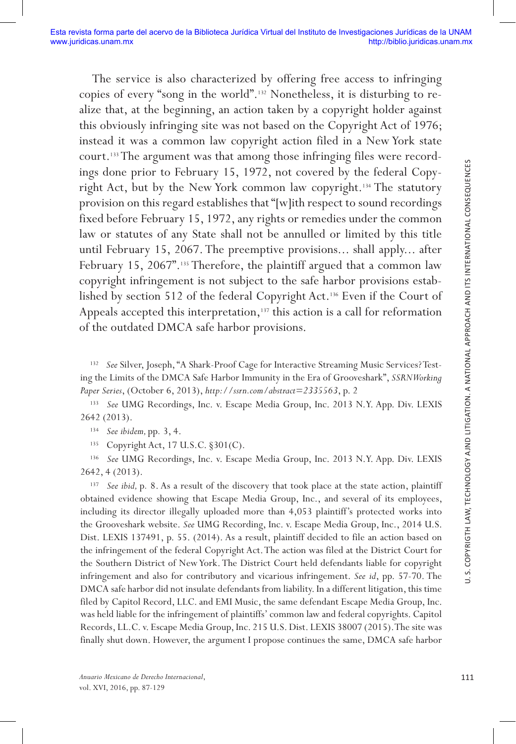The service is also characterized by offering free access to infringing copies of every "song in the world".[132] Nonetheless, it is disturbing to realize that, at the beginning, an action taken by a copyright holder against this obviously infringing site was not based on the Copyright Act of 1976; instead it was a common law copyright action filed in a New York state court.[133] The argument was that among those infringing files were recordings done prior to February 15, 1972, not covered by the federal Copyright Act, but by the New York common law copyright.[134] The statutory provision on this regard establishes that "[w]ith respect to sound recordings fixed before February 15, 1972, any rights or remedies under the common law or statutes of any State shall not be annulled or limited by this title until February 15, 2067. The preemptive provisions… shall apply… after February 15, 2067".[135] Therefore, the plaintiff argued that a common law copyright infringement is not subject to the safe harbor provisions established by section 512 of the federal Copyright Act.[136] Even if the Court of Appeals accepted this interpretation,[137] this action is a call for reformation of the outdated DMCA safe harbor provisions.

[132] *See* Silver, Joseph, "A Shark-Proof Cage for Interactive Streaming Music Services? Testing the Limits of the DMCA Safe Harbor Immunity in the Era of Grooveshark", *SSRN Working Paper Series*, (October 6, 2013), *http://ssrn.com/abstract=2335563*, p. 2

[133] *See* UMG Recordings, Inc. v. Escape Media Group, Inc. 2013 N.Y. App. Div. LEXIS 2642 (2013).

[134] *See ibidem,* pp. 3, 4.

[135] Copyright Act, 17 U.S.C. §301(C).

[136] *See* UMG Recordings, Inc. v. Escape Media Group, Inc. 2013 N.Y. App. Div. LEXIS 2642, 4 (2013).

[137] *See ibid,* p. 8. As a result of the discovery that took place at the state action, plaintiff obtained evidence showing that Escape Media Group, Inc., and several of its employees, including its director illegally uploaded more than 4,053 plaintiff's protected works into the Grooveshark website. *See* UMG Recording, Inc. v. Escape Media Group, Inc., 2014 U.S. Dist. LEXIS 137491, p. 55. (2014). As a result, plaintiff decided to file an action based on the infringement of the federal Copyright Act. The action was filed at the District Court for the Southern District of New York. The District Court held defendants liable for copyright infringement and also for contributory and vicarious infringement. *See id*, pp. 57-70. The DMCA safe harbor did not insulate defendants from liability. In a different litigation, this time filed by Capitol Record, LLC. and EMI Music, the same defendant Escape Media Group, Inc. was held liable for the infringement of plaintiffs' common law and federal copyrights. Capitol Records, LL.C. v. Escape Media Group, Inc. 215 U.S. Dist. LEXIS 38007 (2015). The site was finally shut down. However, the argument I propose continues the same, DMCA safe harbor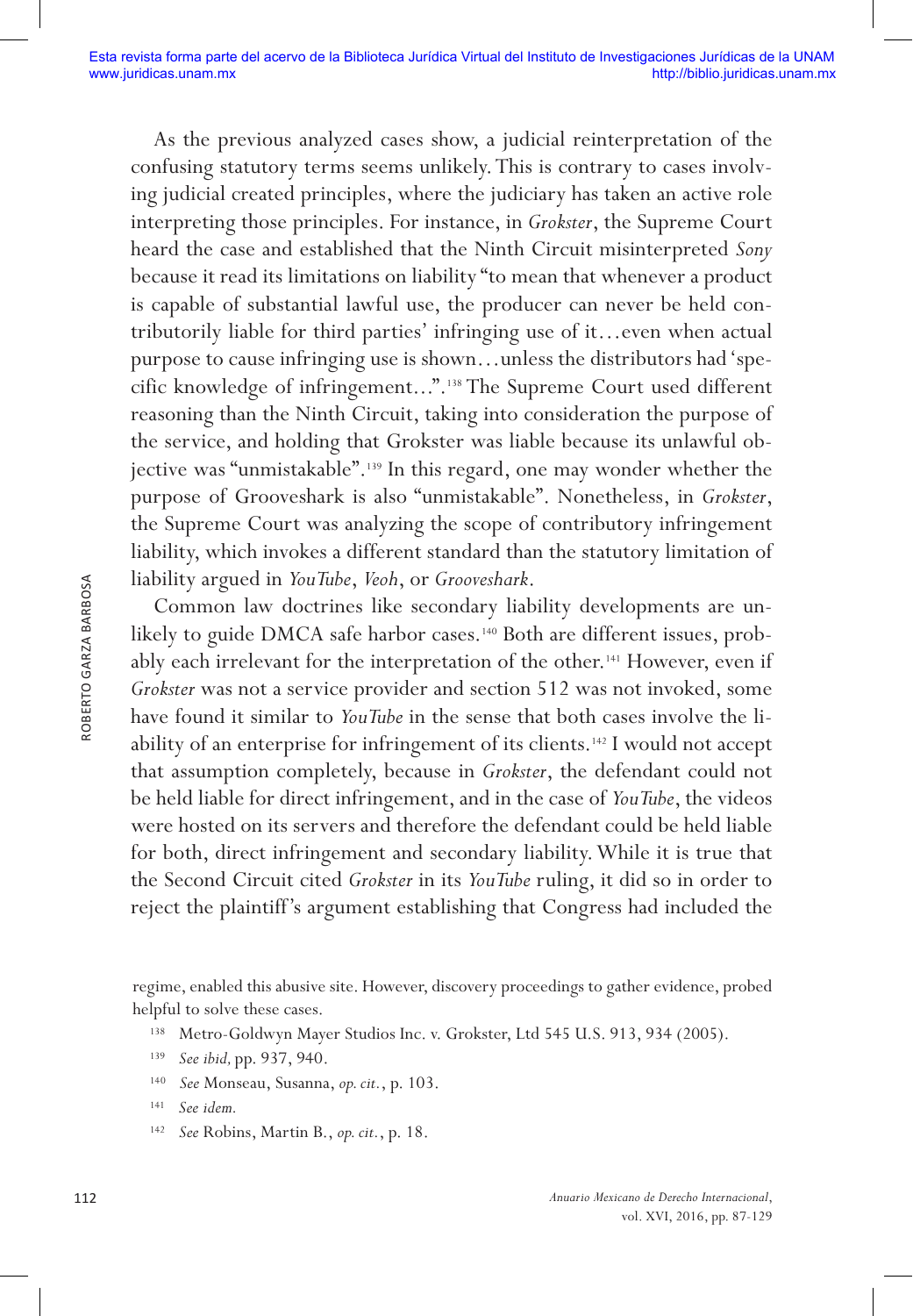As the previous analyzed cases show, a judicial reinterpretation of the confusing statutory terms seems unlikely. This is contrary to cases involving judicial created principles, where the judiciary has taken an active role interpreting those principles. For instance, in *Grokster*, the Supreme Court heard the case and established that the Ninth Circuit misinterpreted *Sony* because it read its limitations on liability "to mean that whenever a product is capable of substantial lawful use, the producer can never be held contributorily liable for third parties' infringing use of it…even when actual purpose to cause infringing use is shown…unless the distributors had 'specific knowledge of infringement…".[138] The Supreme Court used different reasoning than the Ninth Circuit, taking into consideration the purpose of the service, and holding that Grokster was liable because its unlawful objective was "unmistakable".[139] In this regard, one may wonder whether the purpose of Grooveshark is also "unmistakable". Nonetheless, in *Grokster*, the Supreme Court was analyzing the scope of contributory infringement liability, which invokes a different standard than the statutory limitation of liability argued in *YouTube*, *Veoh*, or *Grooveshark*.

Common law doctrines like secondary liability developments are unlikely to guide DMCA safe harbor cases.[140] Both are different issues, probably each irrelevant for the interpretation of the other.[141] However, even if *Grokster* was not a service provider and section 512 was not invoked, some have found it similar to *YouTube* in the sense that both cases involve the liability of an enterprise for infringement of its clients.[142] I would not accept that assumption completely, because in *Grokster*, the defendant could not be held liable for direct infringement, and in the case of *YouTube*, the videos were hosted on its servers and therefore the defendant could be held liable for both, direct infringement and secondary liability. While it is true that the Second Circuit cited *Grokster* in its *YouTube* ruling, it did so in order to reject the plaintiff's argument establishing that Congress had included the

regime, enabled this abusive site. However, discovery proceedings to gather evidence, probed helpful to solve these cases.

[138] Metro-Goldwyn Mayer Studios Inc. v. Grokster, Ltd 545 U.S. 913, 934 (2005).

[139] *See ibid,* pp. 937, 940.

[140] *See* Monseau, Susanna, *op. cit.*, p. 103.

[141] *See idem.*

[142] *See* Robins, Martin B., *op. cit.*, p. 18.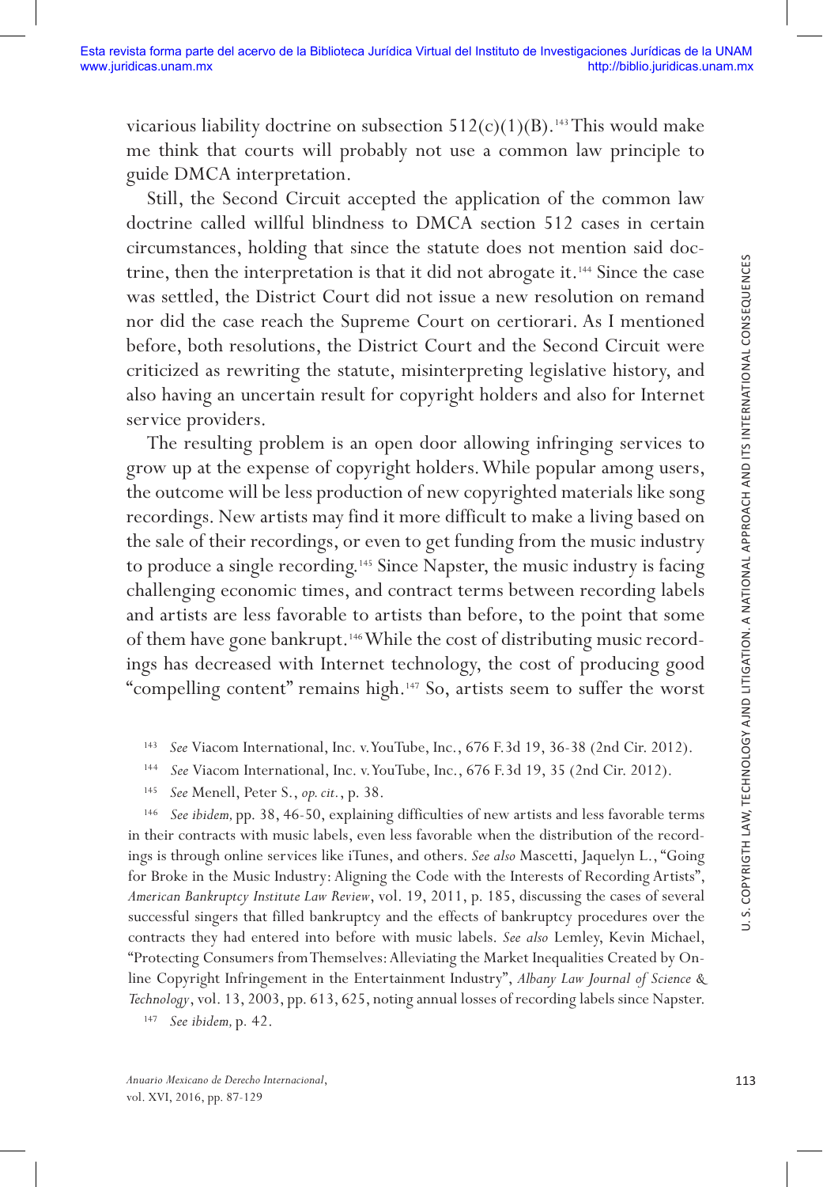vicarious liability doctrine on subsection 512(c)(1)(B).[143] This would make me think that courts will probably not use a common law principle to guide DMCA interpretation.

Still, the Second Circuit accepted the application of the common law doctrine called willful blindness to DMCA section 512 cases in certain circumstances, holding that since the statute does not mention said doctrine, then the interpretation is that it did not abrogate it.[144] Since the case was settled, the District Court did not issue a new resolution on remand nor did the case reach the Supreme Court on certiorari. As I mentioned before, both resolutions, the District Court and the Second Circuit were criticized as rewriting the statute, misinterpreting legislative history, and also having an uncertain result for copyright holders and also for Internet service providers.

The resulting problem is an open door allowing infringing services to grow up at the expense of copyright holders. While popular among users, the outcome will be less production of new copyrighted materials like song recordings. New artists may find it more difficult to make a living based on the sale of their recordings, or even to get funding from the music industry to produce a single recording.[145] Since Napster, the music industry is facing challenging economic times, and contract terms between recording labels and artists are less favorable to artists than before, to the point that some of them have gone bankrupt.[146] While the cost of distributing music recordings has decreased with Internet technology, the cost of producing good "compelling content" remains high.[147] So, artists seem to suffer the worst

[143] *See* Viacom International, Inc. v. YouTube, Inc., 676 F.3d 19, 36-38 (2nd Cir. 2012).

[144] *See* Viacom International, Inc. v. YouTube, Inc., 676 F.3d 19, 35 (2nd Cir. 2012).

[145] *See* Menell, Peter S., *op. cit.*, p. 38.

[146] *See ibidem,* pp. 38, 46-50, explaining difficulties of new artists and less favorable terms in their contracts with music labels, even less favorable when the distribution of the recordings is through online services like iTunes, and others. *See also* Mascetti, Jaquelyn L., "Going for Broke in the Music Industry: Aligning the Code with the Interests of Recording Artists", *American Bankruptcy Institute Law Review*, vol. 19, 2011, p. 185, discussing the cases of several successful singers that filled bankruptcy and the effects of bankruptcy procedures over the contracts they had entered into before with music labels. *See also* Lemley, Kevin Michael, "Protecting Consumers from Themselves: Alleviating the Market Inequalities Created by Online Copyright Infringement in the Entertainment Industry", *Albany Law Journal of Science & Technology*, vol. 13, 2003, pp. 613, 625, noting annual losses of recording labels since Napster.

[147] *See ibidem,* p. 42.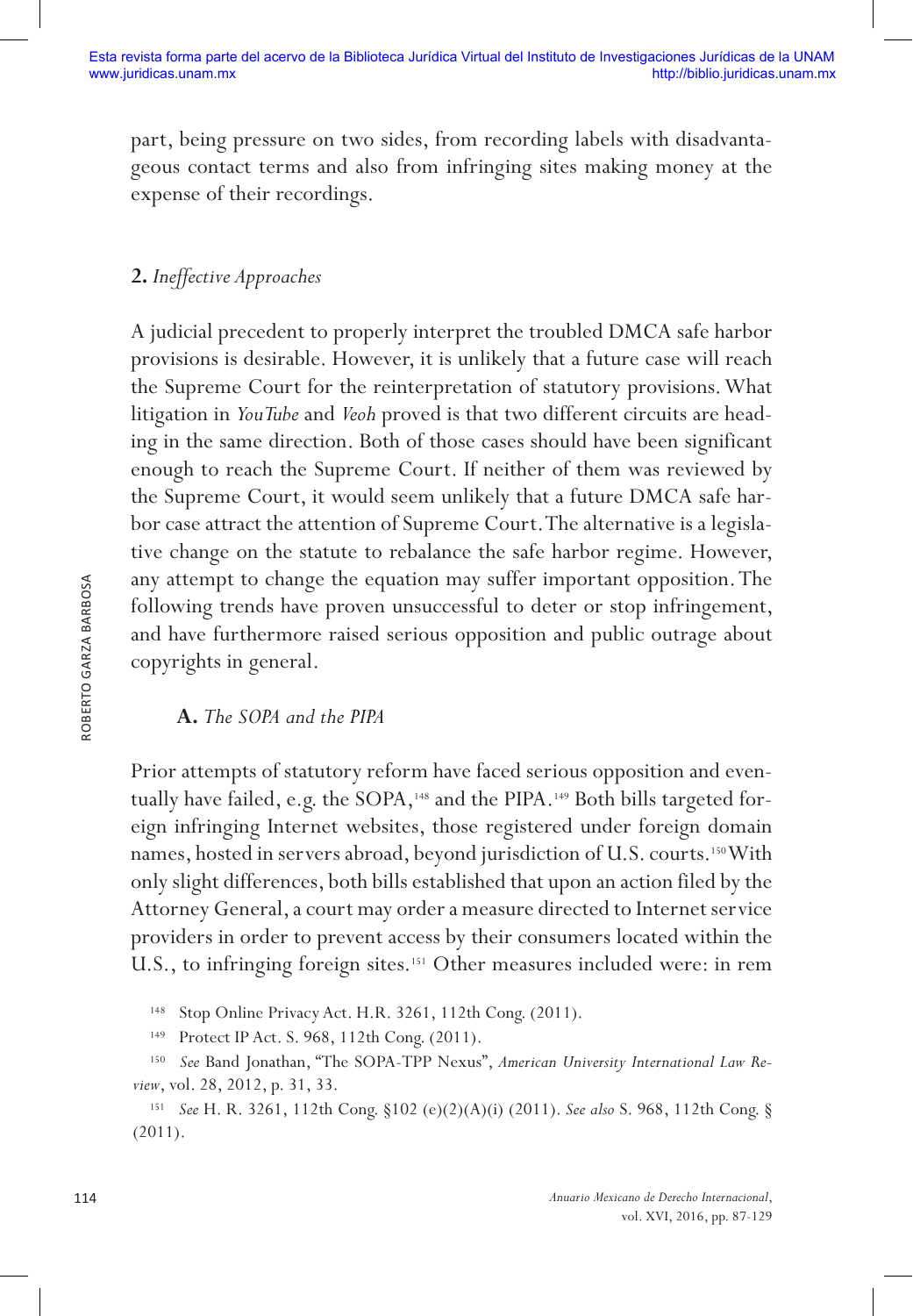part, being pressure on two sides, from recording labels with disadvantageous contact terms and also from infringing sites making money at the expense of their recordings.

## 2. *Ineffective Approaches*

A judicial precedent to properly interpret the troubled DMCA safe harbor provisions is desirable. However, it is unlikely that a future case will reach the Supreme Court for the reinterpretation of statutory provisions. What litigation in *YouTube* and *Veoh* proved is that two different circuits are heading in the same direction. Both of those cases should have been significant enough to reach the Supreme Court. If neither of them was reviewed by the Supreme Court, it would seem unlikely that a future DMCA safe harbor case attract the attention of Supreme Court. The alternative is a legislative change on the statute to rebalance the safe harbor regime. However, any attempt to change the equation may suffer important opposition. The following trends have proven unsuccessful to deter or stop infringement, and have furthermore raised serious opposition and public outrage about copyrights in general.

### A. *The SOPA and the PIPA*

Prior attempts of statutory reform have faced serious opposition and eventually have failed, e.g. the SOPA,[148] and the PIPA.[149] Both bills targeted foreign infringing Internet websites, those registered under foreign domain names, hosted in servers abroad, beyond jurisdiction of U.S. courts.[150] With only slight differences, both bills established that upon an action filed by the Attorney General, a court may order a measure directed to Internet service providers in order to prevent access by their consumers located within the U.S., to infringing foreign sites.[151] Other measures included were: in rem

[148] Stop Online Privacy Act. H.R. 3261, 112th Cong. (2011).

[149] Protect IP Act. S. 968, 112th Cong. (2011).

[150] *See* Band Jonathan, "The SOPA-TPP Nexus", *American University International Law Review*, vol. 28, 2012, p. 31, 33.

[151] *See* H. R. 3261, 112th Cong. §102 (e)(2)(A)(i) (2011). *See also* S. 968, 112th Cong. § (2011).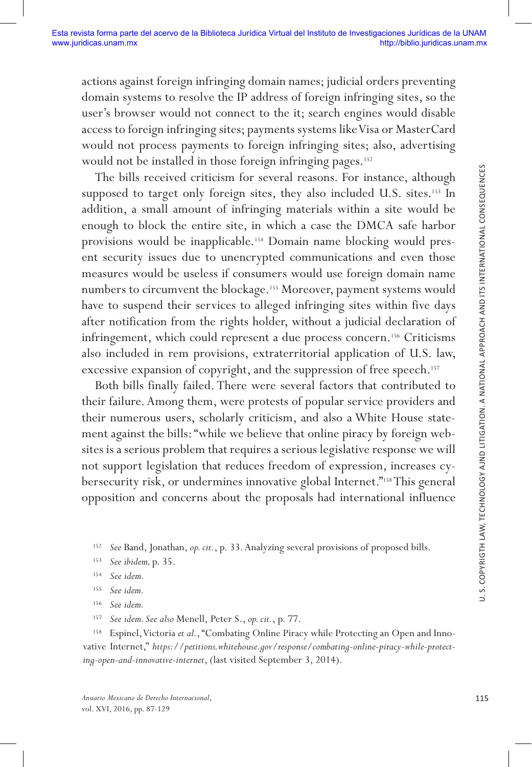actions against foreign infringing domain names; judicial orders preventing domain systems to resolve the IP address of foreign infringing sites, so the user's browser would not connect to the it; search engines would disable access to foreign infringing sites; payments systems like Visa or MasterCard would not process payments to foreign infringing sites; also, advertising would not be installed in those foreign infringing pages.[152]

The bills received criticism for several reasons. For instance, although supposed to target only foreign sites, they also included U.S. sites.[153] In addition, a small amount of infringing materials within a site would be enough to block the entire site, in which a case the DMCA safe harbor provisions would be inapplicable.[154] Domain name blocking would present security issues due to unencrypted communications and even those measures would be useless if consumers would use foreign domain name numbers to circumvent the blockage.[155] Moreover, payment systems would have to suspend their services to alleged infringing sites within five days after notification from the rights holder, without a judicial declaration of infringement, which could represent a due process concern.[156] Criticisms also included in rem provisions, extraterritorial application of U.S. law, excessive expansion of copyright, and the suppression of free speech.[157]

Both bills finally failed. There were several factors that contributed to their failure. Among them, were protests of popular service providers and their numerous users, scholarly criticism, and also a White House statement against the bills: "while we believe that online piracy by foreign websites is a serious problem that requires a serious legislative response we will not support legislation that reduces freedom of expression, increases cybersecurity risk, or undermines innovative global Internet."[158] This general opposition and concerns about the proposals had international influence

---

[152] *See* Band, Jonathan, *op. cit.*, p. 33. Analyzing several provisions of proposed bills.

[153] *See ibidem,* p. 35.

[154] *See idem.*

[155] *See idem.*

[156] *See idem.*

[157] *See idem. See also* Menell, Peter S., *op. cit.*, p. 77.

[158] Espinel, Victoria *et al.*, "Combating Online Piracy while Protecting an Open and Innovative Internet," *https://petitions.whitehouse.gov/response/combating-online-piracy-while-protecting-open-and-innovative-internet*, (last visited September 3, 2014).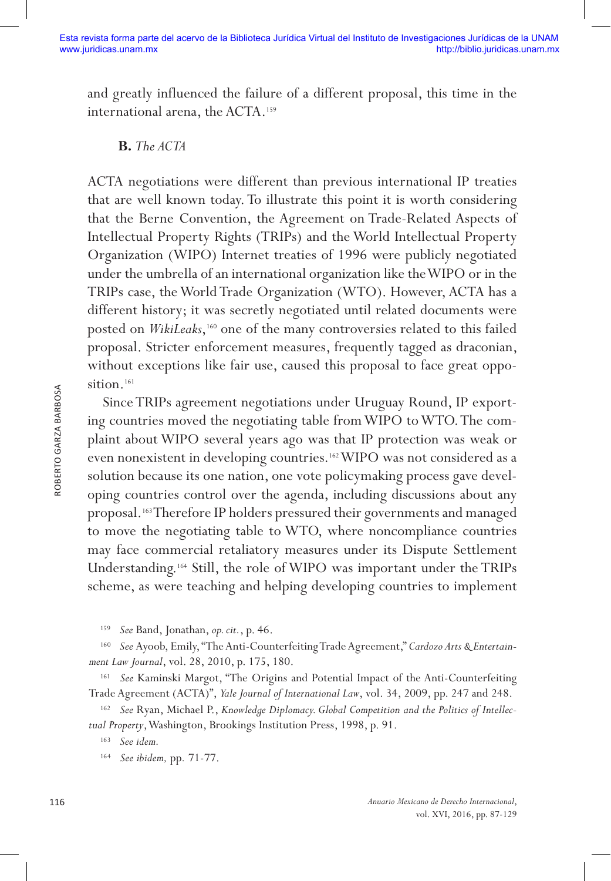and greatly influenced the failure of a different proposal, this time in the international arena, the ACTA.[159]

### **B.** *The ACTA*

ACTA negotiations were different than previous international IP treaties that are well known today. To illustrate this point it is worth considering that the Berne Convention, the Agreement on Trade-Related Aspects of Intellectual Property Rights (TRIPs) and the World Intellectual Property Organization (WIPO) Internet treaties of 1996 were publicly negotiated under the umbrella of an international organization like the WIPO or in the TRIPs case, the World Trade Organization (WTO). However, ACTA has a different history; it was secretly negotiated until related documents were posted on *WikiLeaks*,[160] one of the many controversies related to this failed proposal. Stricter enforcement measures, frequently tagged as draconian, without exceptions like fair use, caused this proposal to face great opposition.[161]

Since TRIPs agreement negotiations under Uruguay Round, IP exporting countries moved the negotiating table from WIPO to WTO. The complaint about WIPO several years ago was that IP protection was weak or even nonexistent in developing countries.[162] WIPO was not considered as a solution because its one nation, one vote policymaking process gave developing countries control over the agenda, including discussions about any proposal.[163] Therefore IP holders pressured their governments and managed to move the negotiating table to WTO, where noncompliance countries may face commercial retaliatory measures under its Dispute Settlement Understanding.[164] Still, the role of WIPO was important under the TRIPs scheme, as were teaching and helping developing countries to implement

---

[159] *See* Band, Jonathan, *op. cit.*, p. 46.

[160] *See* Ayoob, Emily, "The Anti-Counterfeiting Trade Agreement," *Cardozo Arts & Entertainment Law Journal*, vol. 28, 2010, p. 175, 180.

[161] *See* Kaminski Margot, "The Origins and Potential Impact of the Anti-Counterfeiting Trade Agreement (ACTA)", *Yale Journal of International Law*, vol. 34, 2009, pp. 247 and 248.

[162] *See* Ryan, Michael P., *Knowledge Diplomacy. Global Competition and the Politics of Intellectual Property*, Washington, Brookings Institution Press, 1998, p. 91.

[163] *See idem.*

[164] *See ibidem,* pp. 71-77.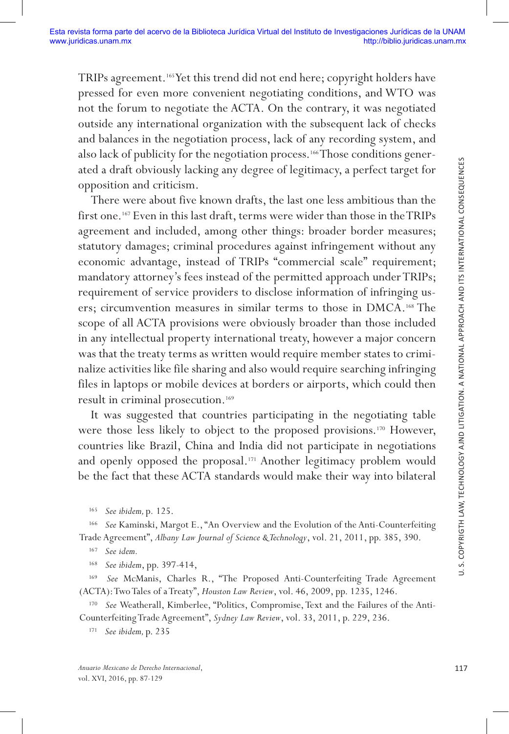TRIPs agreement.[165] Yet this trend did not end here; copyright holders have pressed for even more convenient negotiating conditions, and WTO was not the forum to negotiate the ACTA. On the contrary, it was negotiated outside any international organization with the subsequent lack of checks and balances in the negotiation process, lack of any recording system, and also lack of publicity for the negotiation process.[166] Those conditions generated a draft obviously lacking any degree of legitimacy, a perfect target for opposition and criticism.

There were about five known drafts, the last one less ambitious than the first one.[167] Even in this last draft, terms were wider than those in the TRIPs agreement and included, among other things: broader border measures; statutory damages; criminal procedures against infringement without any economic advantage, instead of TRIPs "commercial scale" requirement; mandatory attorney's fees instead of the permitted approach under TRIPs; requirement of service providers to disclose information of infringing users; circumvention measures in similar terms to those in DMCA.[168] The scope of all ACTA provisions were obviously broader than those included in any intellectual property international treaty, however a major concern was that the treaty terms as written would require member states to criminalize activities like file sharing and also would require searching infringing files in laptops or mobile devices at borders or airports, which could then result in criminal prosecution.[169]

It was suggested that countries participating in the negotiating table were those less likely to object to the proposed provisions.[170] However, countries like Brazil, China and India did not participate in negotiations and openly opposed the proposal.[171] Another legitimacy problem would be the fact that these ACTA standards would make their way into bilateral

---

[165] *See ibidem,* p. 125.

[166] *See* Kaminski, Margot E., "An Overview and the Evolution of the Anti-Counterfeiting Trade Agreement", *Albany Law Journal of Science & Technology*, vol. 21, 2011, pp. 385, 390.

[167] *See idem.*

[168] *See ibidem*, pp. 397-414,

[169] *See* McManis, Charles R., "The Proposed Anti-Counterfeiting Trade Agreement (ACTA): Two Tales of a Treaty", *Houston Law Review*, vol. 46, 2009, pp. 1235, 1246.

[170] *See* Weatherall, Kimberlee, "Politics, Compromise, Text and the Failures of the Anti-Counterfeiting Trade Agreement", *Sydney Law Review*, vol. 33, 2011, p. 229, 236.

[171] *See ibidem,* p. 235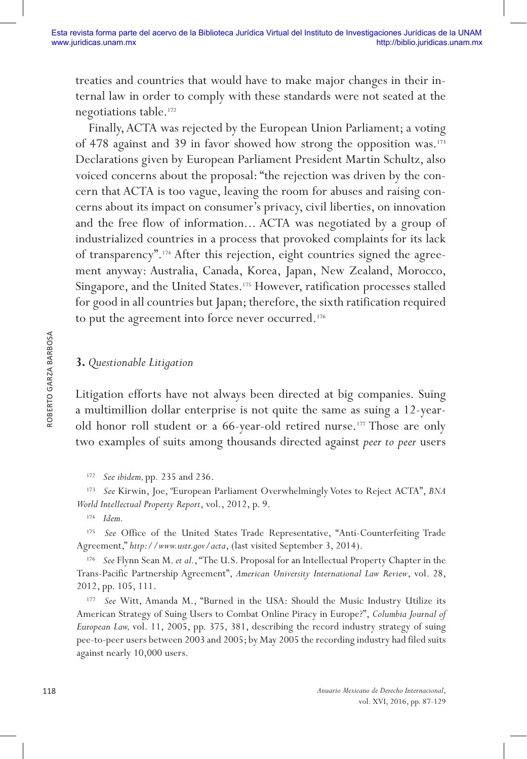treaties and countries that would have to make major changes in their internal law in order to comply with these standards were not seated at the negotiations table.[172]

Finally, ACTA was rejected by the European Union Parliament; a voting of 478 against and 39 in favor showed how strong the opposition was.[173] Declarations given by European Parliament President Martin Schultz, also voiced concerns about the proposal: "the rejection was driven by the concern that ACTA is too vague, leaving the room for abuses and raising concerns about its impact on consumer's privacy, civil liberties, on innovation and the free flow of information... ACTA was negotiated by a group of industrialized countries in a process that provoked complaints for its lack of transparency".[174] After this rejection, eight countries signed the agreement anyway: Australia, Canada, Korea, Japan, New Zealand, Morocco, Singapore, and the United States.[175] However, ratification processes stalled for good in all countries but Japan; therefore, the sixth ratification required to put the agreement into force never occurred.[176]

### 3. *Questionable Litigation*

Litigation efforts have not always been directed at big companies. Suing a multimillion dollar enterprise is not quite the same as suing a 12-year-old honor roll student or a 66-year-old retired nurse.[177] Those are only two examples of suits among thousands directed against *peer to peer* users

---

[172] *See ibidem,* pp. 235 and 236.

[173] *See* Kirwin, Joe, "European Parliament Overwhelmingly Votes to Reject ACTA", *BNA World Intellectual Property Report*, vol., 2012, p. 9.

[174] *Idem.*

[175] *See* Office of the United States Trade Representative, "Anti-Counterfeiting Trade Agreement," *http://www.ustr.gov/acta*, (last visited September 3, 2014).

[176] *See* Flynn Sean M. *et al.*, "The U.S. Proposal for an Intellectual Property Chapter in the Trans-Pacific Partnership Agreement", *American University International Law Review*, vol. 28, 2012, pp. 105, 111.

[177] *See* Witt, Amanda M., "Burned in the USA: Should the Music Industry Utilize its American Strategy of Suing Users to Combat Online Piracy in Europe?", *Columbia Journal of European Law,* vol. 11, 2005, pp. 375, 381, describing the record industry strategy of suing pee-to-peer users between 2003 and 2005; by May 2005 the recording industry had filed suits against nearly 10,000 users.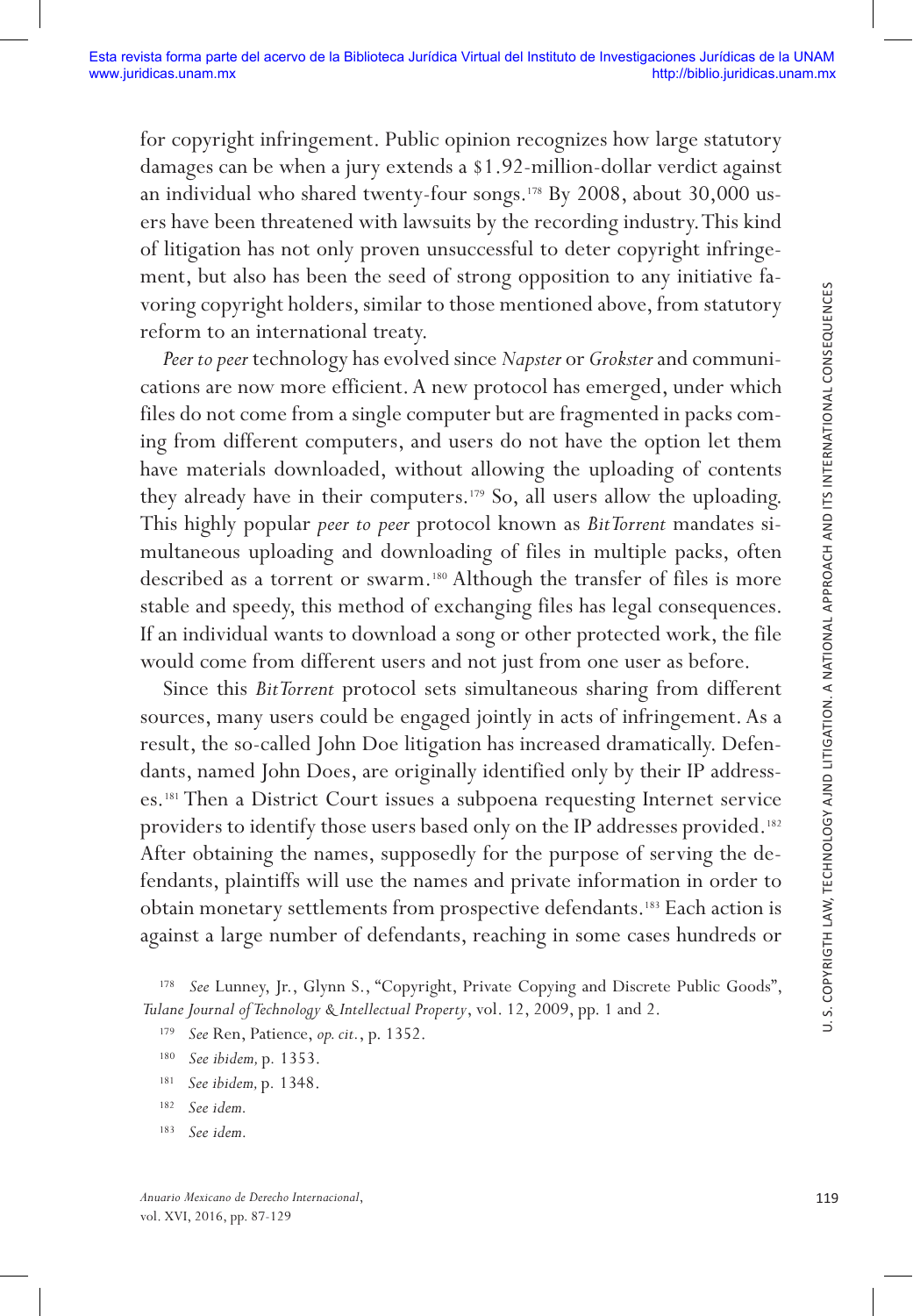for copyright infringement. Public opinion recognizes how large statutory damages can be when a jury extends a $1.92-million-dollar verdict against an individual who shared twenty-four songs.[178] By 2008, about 30,000 users have been threatened with lawsuits by the recording industry. This kind of litigation has not only proven unsuccessful to deter copyright infringement, but also has been the seed of strong opposition to any initiative favoring copyright holders, similar to those mentioned above, from statutory reform to an international treaty.

*Peer to peer* technology has evolved since *Napster* or *Grokster* and communications are now more efficient. A new protocol has emerged, under which files do not come from a single computer but are fragmented in packs coming from different computers, and users do not have the option let them have materials downloaded, without allowing the uploading of contents they already have in their computers.[179] So, all users allow the uploading. This highly popular *peer to peer* protocol known as *BitTorrent* mandates simultaneous uploading and downloading of files in multiple packs, often described as a torrent or swarm.[180] Although the transfer of files is more stable and speedy, this method of exchanging files has legal consequences. If an individual wants to download a song or other protected work, the file would come from different users and not just from one user as before.

Since this *BitTorrent* protocol sets simultaneous sharing from different sources, many users could be engaged jointly in acts of infringement. As a result, the so-called John Doe litigation has increased dramatically. Defendants, named John Does, are originally identified only by their IP addresses.[181] Then a District Court issues a subpoena requesting Internet service providers to identify those users based only on the IP addresses provided.[182] After obtaining the names, supposedly for the purpose of serving the defendants, plaintiffs will use the names and private information in order to obtain monetary settlements from prospective defendants.[183] Each action is against a large number of defendants, reaching in some cases hundreds or

[178] *See* Lunney, Jr., Glynn S., "Copyright, Private Copying and Discrete Public Goods", *Tulane Journal of Technology & Intellectual Property*, vol. 12, 2009, pp. 1 and 2.

[179] *See* Ren, Patience, *op. cit.*, p. 1352.

[180] *See ibidem,* p. 1353.

[181] *See ibidem,* p. 1348.

[182] *See idem.*

[183] *See idem.*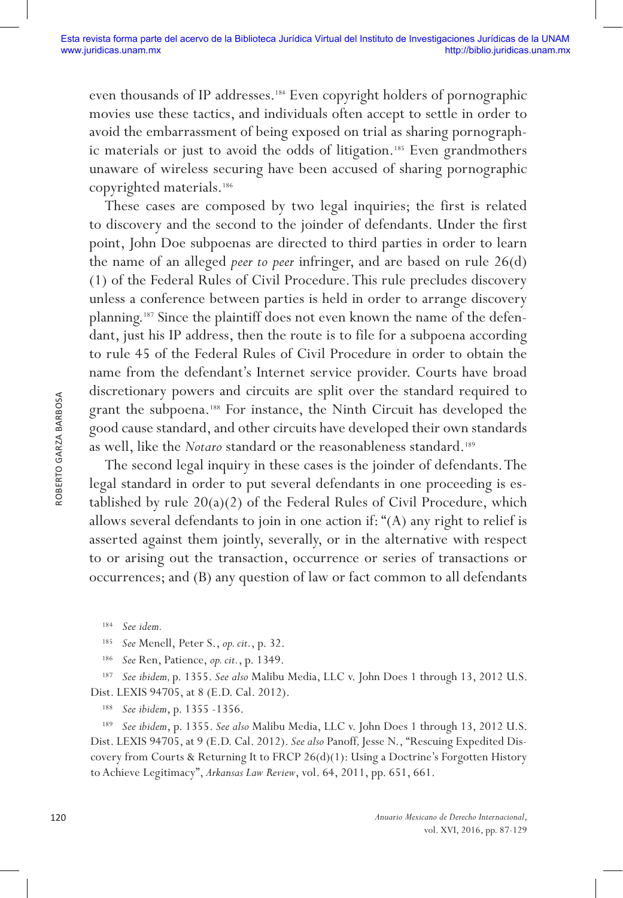even thousands of IP addresses.[184] Even copyright holders of pornographic movies use these tactics, and individuals often accept to settle in order to avoid the embarrassment of being exposed on trial as sharing pornographic materials or just to avoid the odds of litigation.[185] Even grandmothers unaware of wireless securing have been accused of sharing pornographic copyrighted materials.[186]

These cases are composed by two legal inquiries; the first is related to discovery and the second to the joinder of defendants. Under the first point, John Doe subpoenas are directed to third parties in order to learn the name of an alleged *peer to peer* infringer, and are based on rule 26(d)(1) of the Federal Rules of Civil Procedure. This rule precludes discovery unless a conference between parties is held in order to arrange discovery planning.[187] Since the plaintiff does not even known the name of the defendant, just his IP address, then the route is to file for a subpoena according to rule 45 of the Federal Rules of Civil Procedure in order to obtain the name from the defendant's Internet service provider. Courts have broad discretionary powers and circuits are split over the standard required to grant the subpoena.[188] For instance, the Ninth Circuit has developed the good cause standard, and other circuits have developed their own standards as well, like the *Notaro* standard or the reasonableness standard.[189]

The second legal inquiry in these cases is the joinder of defendants. The legal standard in order to put several defendants in one proceeding is established by rule 20(a)(2) of the Federal Rules of Civil Procedure, which allows several defendants to join in one action if: "(A) any right to relief is asserted against them jointly, severally, or in the alternative with respect to or arising out the transaction, occurrence or series of transactions or occurrences; and (B) any question of law or fact common to all defendants

---

[184] *See idem.*

[185] *See* Menell, Peter S., *op. cit.*, p. 32.

[186] *See* Ren, Patience, *op. cit.*, p. 1349.

[187] *See ibidem,* p. 1355. *See also* Malibu Media, LLC v. John Does 1 through 13, 2012 U.S. Dist. LEXIS 94705, at 8 (E.D. Cal. 2012).

[188] *See ibidem*, p. 1355 -1356.

[189] *See ibidem*, p. 1355. *See also* Malibu Media, LLC v. John Does 1 through 13, 2012 U.S. Dist. LEXIS 94705, at 9 (E.D. Cal. 2012). *See also* Panoff, Jesse N., "Rescuing Expedited Discovery from Courts & Returning It to FRCP 26(d)(1): Using a Doctrine's Forgotten History to Achieve Legitimacy", *Arkansas Law Review*, vol. 64, 2011, pp. 651, 661.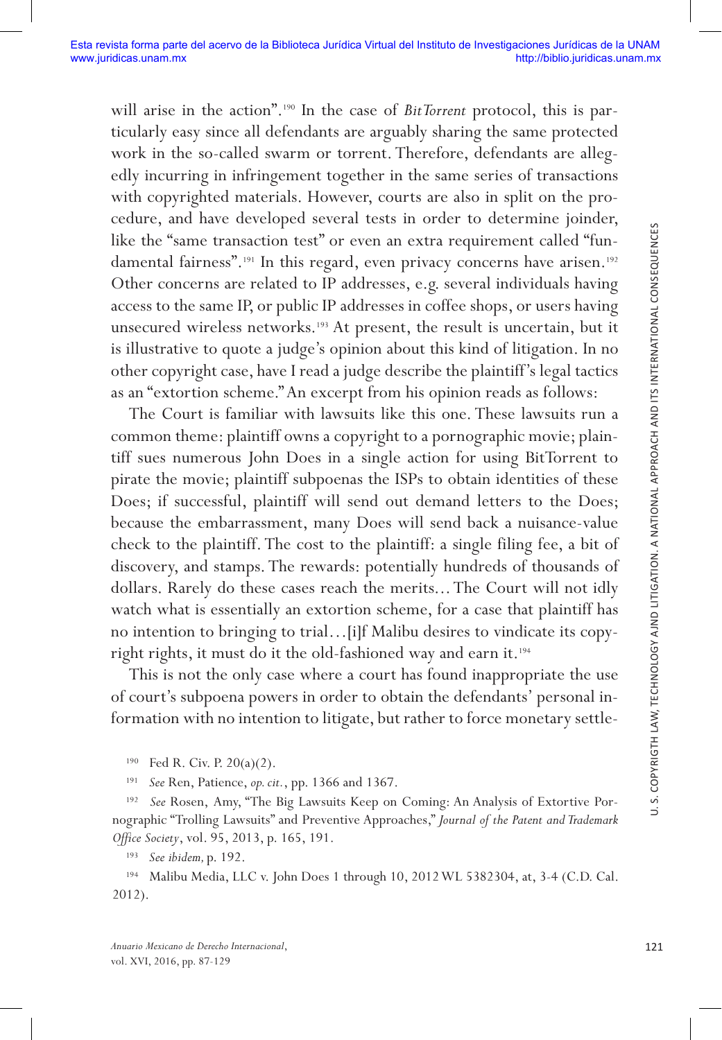will arise in the action".[190] In the case of *BitTorrent* protocol, this is particularly easy since all defendants are arguably sharing the same protected work in the so-called swarm or torrent. Therefore, defendants are allegedly incurring in infringement together in the same series of transactions with copyrighted materials. However, courts are also in split on the procedure, and have developed several tests in order to determine joinder, like the "same transaction test" or even an extra requirement called "fundamental fairness".[191] In this regard, even privacy concerns have arisen.[192] Other concerns are related to IP addresses, e.g. several individuals having access to the same IP, or public IP addresses in coffee shops, or users having unsecured wireless networks.[193] At present, the result is uncertain, but it is illustrative to quote a judge's opinion about this kind of litigation. In no other copyright case, have I read a judge describe the plaintiff's legal tactics as an "extortion scheme." An excerpt from his opinion reads as follows:

> The Court is familiar with lawsuits like this one. These lawsuits run a common theme: plaintiff owns a copyright to a pornographic movie; plaintiff sues numerous John Does in a single action for using BitTorrent to pirate the movie; plaintiff subpoenas the ISPs to obtain identities of these Does; if successful, plaintiff will send out demand letters to the Does; because the embarrassment, many Does will send back a nuisance-value check to the plaintiff. The cost to the plaintiff: a single filing fee, a bit of discovery, and stamps. The rewards: potentially hundreds of thousands of dollars. Rarely do these cases reach the merits... The Court will not idly watch what is essentially an extortion scheme, for a case that plaintiff has no intention to bringing to trial...[i]f Malibu desires to vindicate its copyright rights, it must do it the old-fashioned way and earn it.[194]

This is not the only case where a court has found inappropriate the use of court's subpoena powers in order to obtain the defendants' personal information with no intention to litigate, but rather to force monetary settle-

---

[190] Fed R. Civ. P. 20(a)(2).

[191] *See* Ren, Patience, *op. cit.*, pp. 1366 and 1367.

[192] *See* Rosen, Amy, "The Big Lawsuits Keep on Coming: An Analysis of Extortive Pornographic "Trolling Lawsuits" and Preventive Approaches," *Journal of the Patent and Trademark Office Society*, vol. 95, 2013, p. 165, 191.

[193] *See ibidem,* p. 192.

[194] Malibu Media, LLC v. John Does 1 through 10, 2012 WL 5382304, at, 3-4 (C.D. Cal. 2012).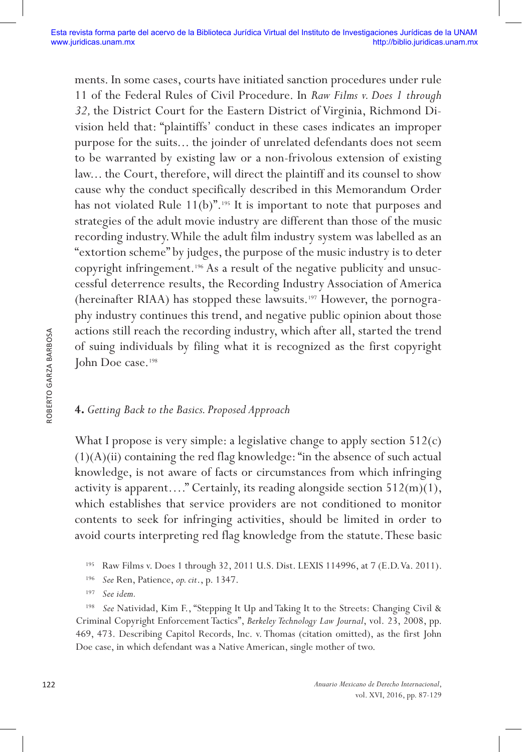ments. In some cases, courts have initiated sanction procedures under rule 11 of the Federal Rules of Civil Procedure. In *Raw Films v. Does 1 through 32,* the District Court for the Eastern District of Virginia, Richmond Division held that: "plaintiffs' conduct in these cases indicates an improper purpose for the suits… the joinder of unrelated defendants does not seem to be warranted by existing law or a non-frivolous extension of existing law… the Court, therefore, will direct the plaintiff and its counsel to show cause why the conduct specifically described in this Memorandum Order has not violated Rule 11(b)".[195] It is important to note that purposes and strategies of the adult movie industry are different than those of the music recording industry. While the adult film industry system was labelled as an "extortion scheme" by judges, the purpose of the music industry is to deter copyright infringement.[196] As a result of the negative publicity and unsuccessful deterrence results, the Recording Industry Association of America (hereinafter RIAA) has stopped these lawsuits.[197] However, the pornography industry continues this trend, and negative public opinion about those actions still reach the recording industry, which after all, started the trend of suing individuals by filing what it is recognized as the first copyright John Doe case.[198]

## 4. *Getting Back to the Basics. Proposed Approach*

What I propose is very simple: a legislative change to apply section 512(c)(1)(A)(ii) containing the red flag knowledge: "in the absence of such actual knowledge, is not aware of facts or circumstances from which infringing activity is apparent…." Certainly, its reading alongside section 512(m)(1), which establishes that service providers are not conditioned to monitor contents to seek for infringing activities, should be limited in order to avoid courts interpreting red flag knowledge from the statute. These basic

[195] Raw Films v. Does 1 through 32, 2011 U.S. Dist. LEXIS 114996, at 7 (E.D. Va. 2011).

[196] *See* Ren, Patience, *op. cit.*, p. 1347.

[197] *See idem.*

[198] *See* Natividad, Kim F., "Stepping It Up and Taking It to the Streets: Changing Civil & Criminal Copyright Enforcement Tactics", *Berkeley Technology Law Journal*, vol. 23, 2008, pp. 469, 473. Describing Capitol Records, Inc. v. Thomas (citation omitted), as the first John Doe case, in which defendant was a Native American, single mother of two.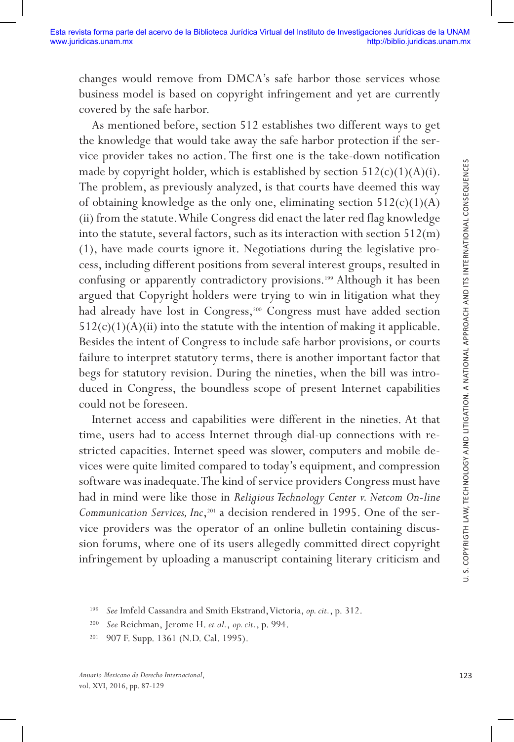changes would remove from DMCA's safe harbor those services whose business model is based on copyright infringement and yet are currently covered by the safe harbor.

As mentioned before, section 512 establishes two different ways to get the knowledge that would take away the safe harbor protection if the service provider takes no action. The first one is the take-down notification made by copyright holder, which is established by section 512(c)(1)(A)(i). The problem, as previously analyzed, is that courts have deemed this way of obtaining knowledge as the only one, eliminating section 512(c)(1)(A)(ii) from the statute. While Congress did enact the later red flag knowledge into the statute, several factors, such as its interaction with section 512(m)(1), have made courts ignore it. Negotiations during the legislative process, including different positions from several interest groups, resulted in confusing or apparently contradictory provisions.[199] Although it has been argued that Copyright holders were trying to win in litigation what they had already have lost in Congress,[200] Congress must have added section 512(c)(1)(A)(ii) into the statute with the intention of making it applicable. Besides the intent of Congress to include safe harbor provisions, or courts failure to interpret statutory terms, there is another important factor that begs for statutory revision. During the nineties, when the bill was introduced in Congress, the boundless scope of present Internet capabilities could not be foreseen.

Internet access and capabilities were different in the nineties. At that time, users had to access Internet through dial-up connections with restricted capacities. Internet speed was slower, computers and mobile devices were quite limited compared to today's equipment, and compression software was inadequate. The kind of service providers Congress must have had in mind were like those in *Religious Technology Center v. Netcom On-line Communication Services, Inc*,[201] a decision rendered in 1995. One of the service providers was the operator of an online bulletin containing discussion forums, where one of its users allegedly committed direct copyright infringement by uploading a manuscript containing literary criticism and

---

[199] *See* Imfeld Cassandra and Smith Ekstrand, Victoria, *op. cit.*, p. 312.

[200] *See* Reichman, Jerome H. *et al.*, *op. cit.*, p. 994.

[201] 907 F. Supp. 1361 (N.D. Cal. 1995).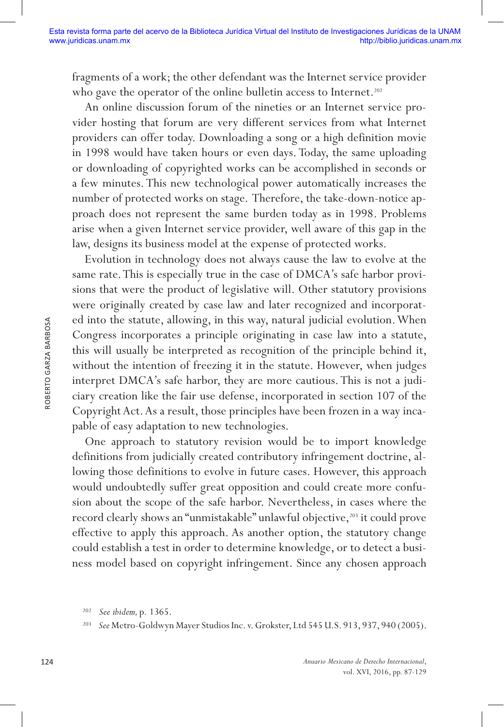fragments of a work; the other defendant was the Internet service provider who gave the operator of the online bulletin access to Internet.[202]

An online discussion forum of the nineties or an Internet service provider hosting that forum are very different services from what Internet providers can offer today. Downloading a song or a high definition movie in 1998 would have taken hours or even days. Today, the same uploading or downloading of copyrighted works can be accomplished in seconds or a few minutes. This new technological power automatically increases the number of protected works on stage. Therefore, the take-down-notice approach does not represent the same burden today as in 1998. Problems arise when a given Internet service provider, well aware of this gap in the law, designs its business model at the expense of protected works.

Evolution in technology does not always cause the law to evolve at the same rate. This is especially true in the case of DMCA's safe harbor provisions that were the product of legislative will. Other statutory provisions were originally created by case law and later recognized and incorporated into the statute, allowing, in this way, natural judicial evolution. When Congress incorporates a principle originating in case law into a statute, this will usually be interpreted as recognition of the principle behind it, without the intention of freezing it in the statute. However, when judges interpret DMCA's safe harbor, they are more cautious. This is not a judiciary creation like the fair use defense, incorporated in section 107 of the Copyright Act. As a result, those principles have been frozen in a way incapable of easy adaptation to new technologies.

One approach to statutory revision would be to import knowledge definitions from judicially created contributory infringement doctrine, allowing those definitions to evolve in future cases. However, this approach would undoubtedly suffer great opposition and could create more confusion about the scope of the safe harbor. Nevertheless, in cases where the record clearly shows an "unmistakable" unlawful objective,[203] it could prove effective to apply this approach. As another option, the statutory change could establish a test in order to determine knowledge, or to detect a business model based on copyright infringement. Since any chosen approach

[202] *See ibidem,* p. 1365.

[203] *See* Metro-Goldwyn Mayer Studios Inc. v. Grokster, Ltd 545 U.S. 913, 937, 940 (2005).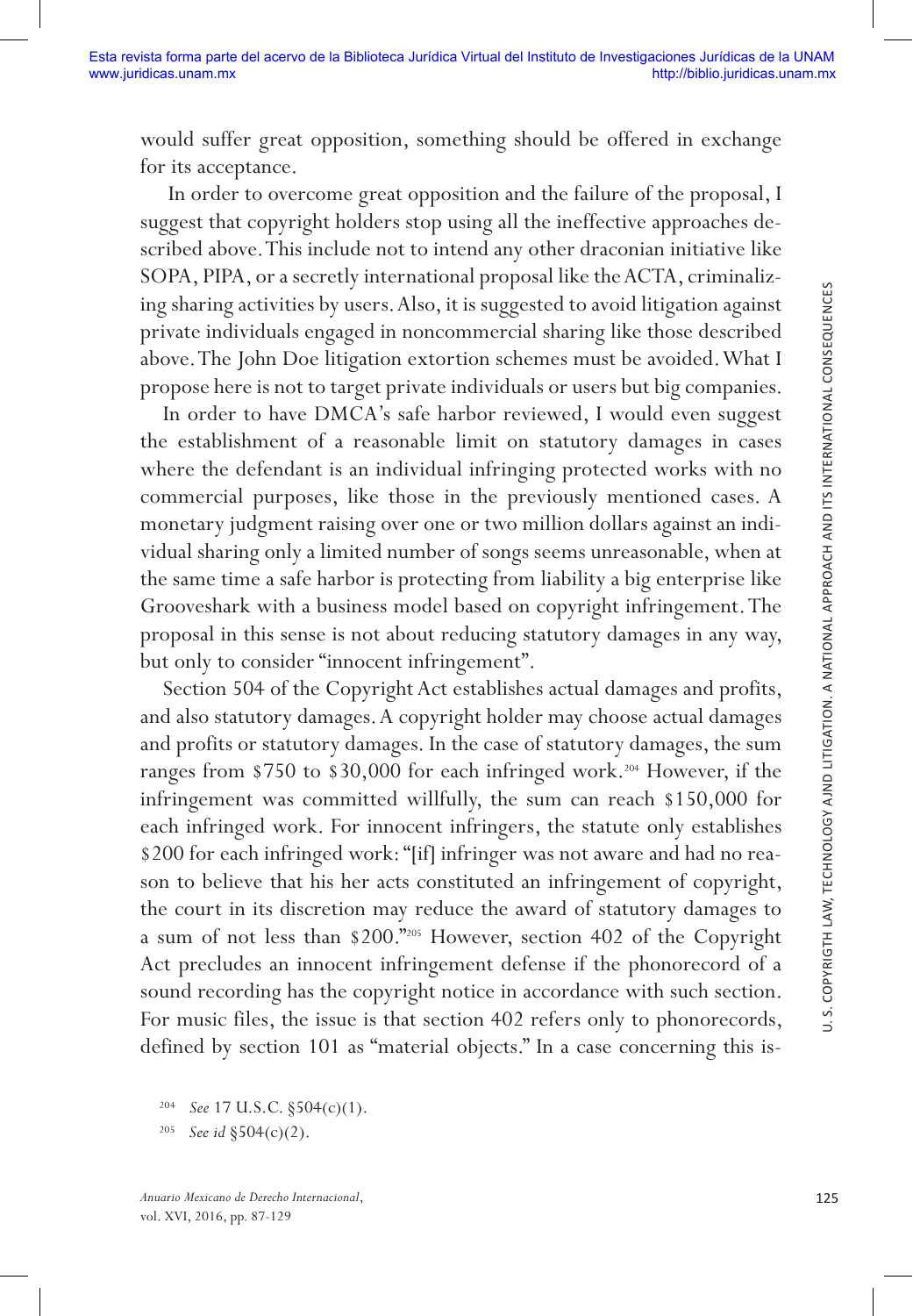would suffer great opposition, something should be offered in exchange for its acceptance.

In order to overcome great opposition and the failure of the proposal, I suggest that copyright holders stop using all the ineffective approaches described above. This include not to intend any other draconian initiative like SOPA, PIPA, or a secretly international proposal like the ACTA, criminalizing sharing activities by users. Also, it is suggested to avoid litigation against private individuals engaged in noncommercial sharing like those described above. The John Doe litigation extortion schemes must be avoided. What I propose here is not to target private individuals or users but big companies.

In order to have DMCA's safe harbor reviewed, I would even suggest the establishment of a reasonable limit on statutory damages in cases where the defendant is an individual infringing protected works with no commercial purposes, like those in the previously mentioned cases. A monetary judgment raising over one or two million dollars against an individual sharing only a limited number of songs seems unreasonable, when at the same time a safe harbor is protecting from liability a big enterprise like Grooveshark with a business model based on copyright infringement. The proposal in this sense is not about reducing statutory damages in any way, but only to consider "innocent infringement".

Section 504 of the Copyright Act establishes actual damages and profits, and also statutory damages. A copyright holder may choose actual damages and profits or statutory damages. In the case of statutory damages, the sum ranges from $750 to $30,000 for each infringed work.[204] However, if the infringement was committed willfully, the sum can reach $150,000 for each infringed work. For innocent infringers, the statute only establishes $200 for each infringed work: "[if] infringer was not aware and had no reason to believe that his her acts constituted an infringement of copyright, the court in its discretion may reduce the award of statutory damages to a sum of not less than $200."[205] However, section 402 of the Copyright Act precludes an innocent infringement defense if the phonorecord of a sound recording has the copyright notice in accordance with such section. For music files, the issue is that section 402 refers only to phonorecords, defined by section 101 as "material objects." In a case concerning this is-

[204] *See* 17 U.S.C. §504(c)(1).

[205] *See id* §504(c)(2).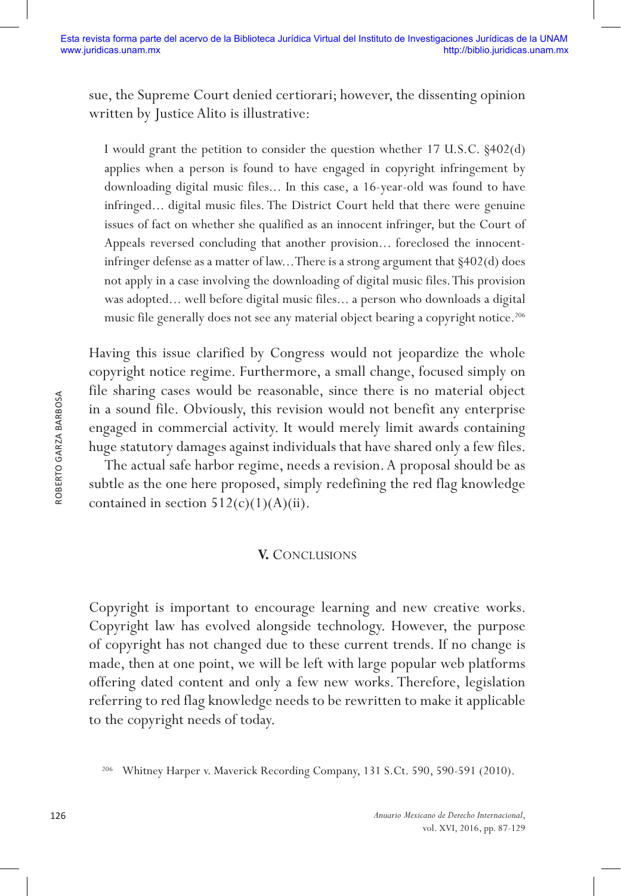sue, the Supreme Court denied certiorari; however, the dissenting opinion written by Justice Alito is illustrative:

> I would grant the petition to consider the question whether 17 U.S.C. §402(d) applies when a person is found to have engaged in copyright infringement by downloading digital music files... In this case, a 16-year-old was found to have infringed... digital music files. The District Court held that there were genuine issues of fact on whether she qualified as an innocent infringer, but the Court of Appeals reversed concluding that another provision... foreclosed the innocent-infringer defense as a matter of law...There is a strong argument that §402(d) does not apply in a case involving the downloading of digital music files. This provision was adopted... well before digital music files... a person who downloads a digital music file generally does not see any material object bearing a copyright notice.[206]

Having this issue clarified by Congress would not jeopardize the whole copyright notice regime. Furthermore, a small change, focused simply on file sharing cases would be reasonable, since there is no material object in a sound file. Obviously, this revision would not benefit any enterprise engaged in commercial activity. It would merely limit awards containing huge statutory damages against individuals that have shared only a few files.

The actual safe harbor regime, needs a revision. A proposal should be as subtle as the one here proposed, simply redefining the red flag knowledge contained in section 512(c)(1)(A)(ii).

## V. Conclusions

Copyright is important to encourage learning and new creative works. Copyright law has evolved alongside technology. However, the purpose of copyright has not changed due to these current trends. If no change is made, then at one point, we will be left with large popular web platforms offering dated content and only a few new works. Therefore, legislation referring to red flag knowledge needs to be rewritten to make it applicable to the copyright needs of today.

[206] Whitney Harper v. Maverick Recording Company, 131 S.Ct. 590, 590-591 (2010).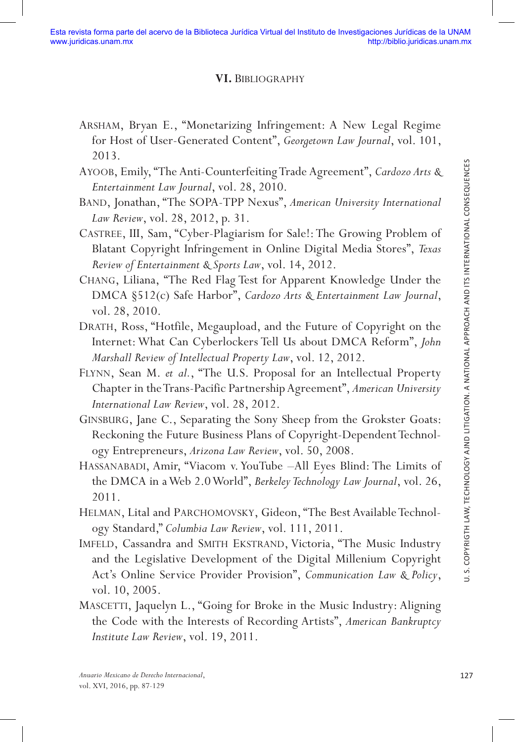## VI. Bibliography

Arsham, Bryan E., "Monetarizing Infringement: A New Legal Regime for Host of User-Generated Content", *Georgetown Law Journal*, vol. 101, 2013.

Ayoob, Emily, "The Anti-Counterfeiting Trade Agreement", *Cardozo Arts & Entertainment Law Journal*, vol. 28, 2010.

Band, Jonathan, "The SOPA-TPP Nexus", *American University International Law Review*, vol. 28, 2012, p. 31.

Castree, III, Sam, "Cyber-Plagiarism for Sale!: The Growing Problem of Blatant Copyright Infringement in Online Digital Media Stores", *Texas Review of Entertainment & Sports Law*, vol. 14, 2012.

Chang, Liliana, "The Red Flag Test for Apparent Knowledge Under the DMCA §512(c) Safe Harbor", *Cardozo Arts & Entertainment Law Journal*, vol. 28, 2010.

Drath, Ross, "Hotfile, Megaupload, and the Future of Copyright on the Internet: What Can Cyberlockers Tell Us about DMCA Reform", *John Marshall Review of Intellectual Property Law*, vol. 12, 2012.

Flynn, Sean M. *et al.*, "The U.S. Proposal for an Intellectual Property Chapter in the Trans-Pacific Partnership Agreement", *American University International Law Review*, vol. 28, 2012.

Ginsburg, Jane C., Separating the Sony Sheep from the Grokster Goats: Reckoning the Future Business Plans of Copyright-Dependent Technology Entrepreneurs, *Arizona Law Review*, vol. 50, 2008.

Hassanabadi, Amir, "Viacom v. YouTube –All Eyes Blind: The Limits of the DMCA in a Web 2.0 World", *Berkeley Technology Law Journal*, vol. 26, 2011.

Helman, Lital and Parchomovsky, Gideon, "The Best Available Technology Standard," *Columbia Law Review*, vol. 111, 2011.

Imfeld, Cassandra and Smith Ekstrand, Victoria, "The Music Industry and the Legislative Development of the Digital Millenium Copyright Act's Online Service Provider Provision", *Communication Law & Policy*, vol. 10, 2005.

Mascetti, Jaquelyn L., "Going for Broke in the Music Industry: Aligning the Code with the Interests of Recording Artists", *American Bankruptcy Institute Law Review*, vol. 19, 2011.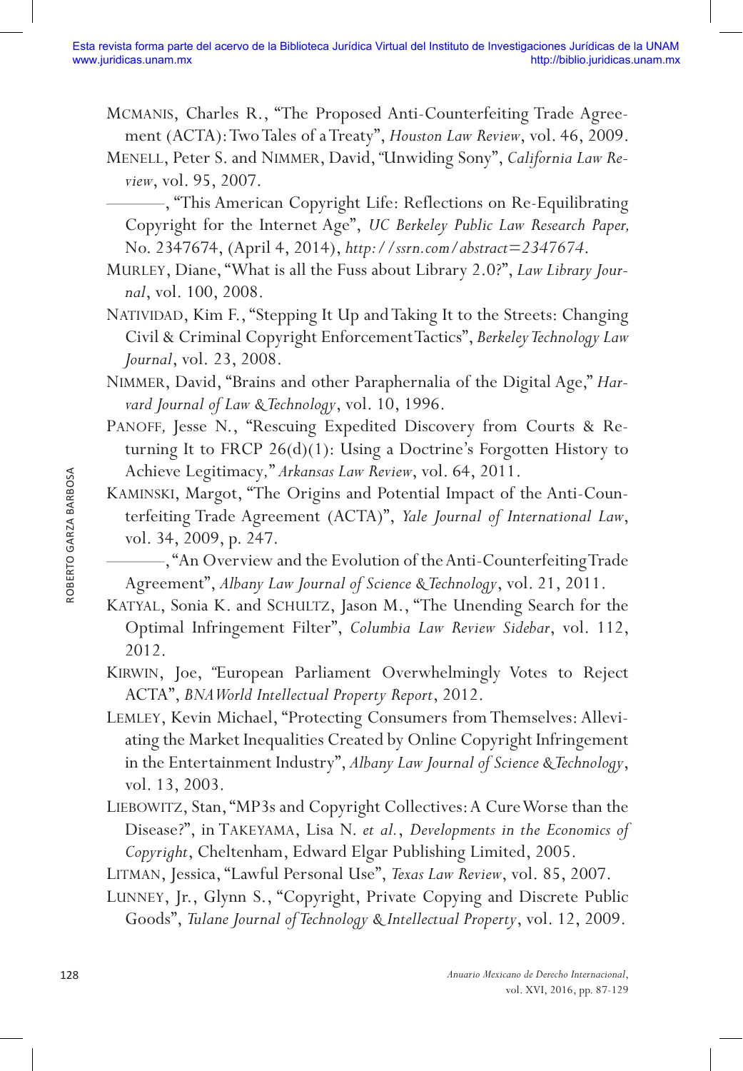MCMANIS, Charles R., "The Proposed Anti-Counterfeiting Trade Agreement (ACTA): Two Tales of a Treaty", *Houston Law Review*, vol. 46, 2009.

MENELL, Peter S. and NIMMER, David, "Unwiding Sony", *California Law Review*, vol. 95, 2007.

———, "This American Copyright Life: Reflections on Re-Equilibrating Copyright for the Internet Age", *UC Berkeley Public Law Research Paper*, No. 2347674, (April 4, 2014), *http://ssrn.com/abstract=2347674*.

MURLEY, Diane, "What is all the Fuss about Library 2.0?", *Law Library Journal*, vol. 100, 2008.

NATIVIDAD, Kim F., "Stepping It Up and Taking It to the Streets: Changing Civil & Criminal Copyright Enforcement Tactics", *Berkeley Technology Law Journal*, vol. 23, 2008.

NIMMER, David, "Brains and other Paraphernalia of the Digital Age," *Harvard Journal of Law & Technology*, vol. 10, 1996.

PANOFF, Jesse N., "Rescuing Expedited Discovery from Courts & Returning It to FRCP 26(d)(1): Using a Doctrine's Forgotten History to Achieve Legitimacy," *Arkansas Law Review*, vol. 64, 2011.

KAMINSKI, Margot, "The Origins and Potential Impact of the Anti-Counterfeiting Trade Agreement (ACTA)", *Yale Journal of International Law*, vol. 34, 2009, p. 247.

———, "An Overview and the Evolution of the Anti-Counterfeiting Trade Agreement", *Albany Law Journal of Science & Technology*, vol. 21, 2011.

KATYAL, Sonia K. and SCHULTZ, Jason M., "The Unending Search for the Optimal Infringement Filter", *Columbia Law Review Sidebar*, vol. 112, 2012.

KIRWIN, Joe, "European Parliament Overwhelmingly Votes to Reject ACTA", *BNA World Intellectual Property Report*, 2012.

LEMLEY, Kevin Michael, "Protecting Consumers from Themselves: Alleviating the Market Inequalities Created by Online Copyright Infringement in the Entertainment Industry", *Albany Law Journal of Science & Technology*, vol. 13, 2003.

LIEBOWITZ, Stan, "MP3s and Copyright Collectives: A Cure Worse than the Disease?", in TAKEYAMA, Lisa N. *et al.*, *Developments in the Economics of Copyright*, Cheltenham, Edward Elgar Publishing Limited, 2005.

LITMAN, Jessica, "Lawful Personal Use", *Texas Law Review*, vol. 85, 2007.

LUNNEY, Jr., Glynn S., "Copyright, Private Copying and Discrete Public Goods", *Tulane Journal of Technology & Intellectual Property*, vol. 12, 2009.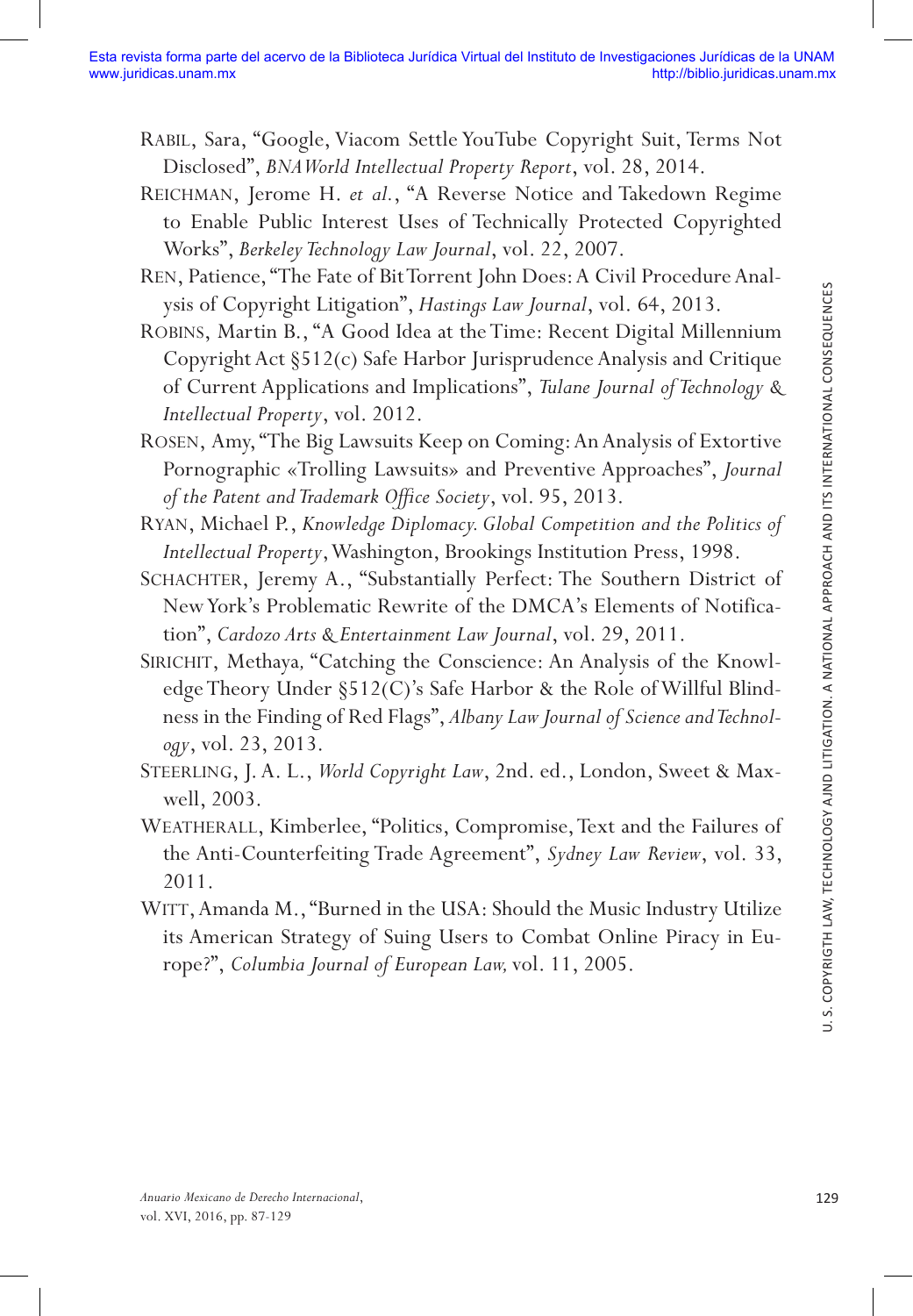RABIL, Sara, "Google, Viacom Settle YouTube Copyright Suit, Terms Not Disclosed", *BNA World Intellectual Property Report*, vol. 28, 2014.

REICHMAN, Jerome H. *et al.*, "A Reverse Notice and Takedown Regime to Enable Public Interest Uses of Technically Protected Copyrighted Works", *Berkeley Technology Law Journal*, vol. 22, 2007.

REN, Patience, "The Fate of BitTorrent John Does: A Civil Procedure Analysis of Copyright Litigation", *Hastings Law Journal*, vol. 64, 2013.

ROBINS, Martin B., "A Good Idea at the Time: Recent Digital Millennium Copyright Act §512(c) Safe Harbor Jurisprudence Analysis and Critique of Current Applications and Implications", *Tulane Journal of Technology & Intellectual Property*, vol. 2012.

ROSEN, Amy, "The Big Lawsuits Keep on Coming: An Analysis of Extortive Pornographic «Trolling Lawsuits» and Preventive Approaches", *Journal of the Patent and Trademark Office Society*, vol. 95, 2013.

RYAN, Michael P., *Knowledge Diplomacy. Global Competition and the Politics of Intellectual Property*, Washington, Brookings Institution Press, 1998.

SCHACHTER, Jeremy A., "Substantially Perfect: The Southern District of New York's Problematic Rewrite of the DMCA's Elements of Notification", *Cardozo Arts & Entertainment Law Journal*, vol. 29, 2011.

SIRICHIT, Methaya, "Catching the Conscience: An Analysis of the Knowledge Theory Under §512(C)'s Safe Harbor & the Role of Willful Blindness in the Finding of Red Flags", *Albany Law Journal of Science and Technology*, vol. 23, 2013.

STEERLING, J. A. L., *World Copyright Law*, 2nd. ed., London, Sweet & Maxwell, 2003.

WEATHERALL, Kimberlee, "Politics, Compromise, Text and the Failures of the Anti-Counterfeiting Trade Agreement", *Sydney Law Review*, vol. 33, 2011.

WITT, Amanda M., "Burned in the USA: Should the Music Industry Utilize its American Strategy of Suing Users to Combat Online Piracy in Europe?", *Columbia Journal of European Law,* vol. 11, 2005.